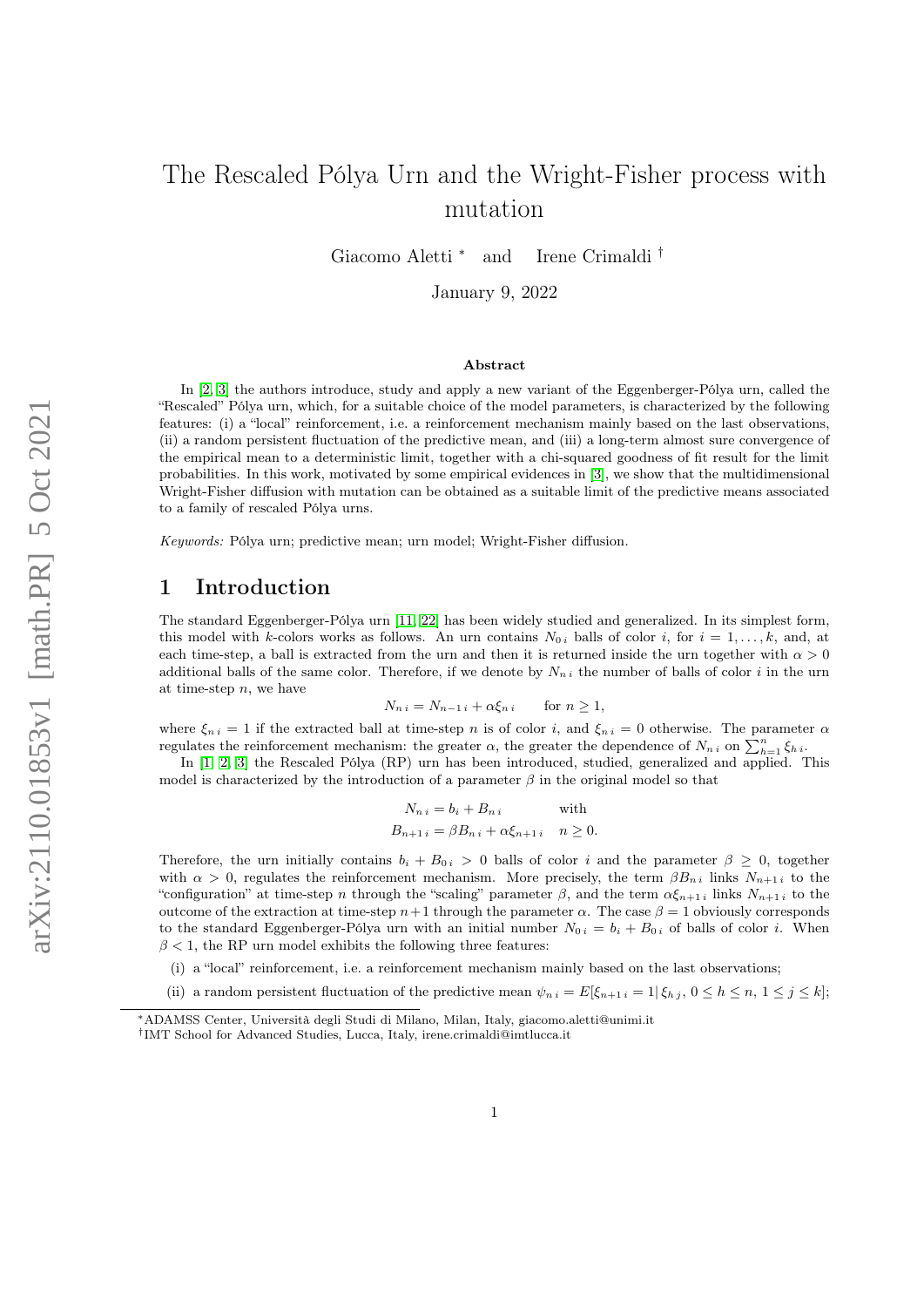# The Rescaled Pólya Urn and the Wright-Fisher process with mutation

Giacomo Aletti [*] and Irene Crimaldi [†]

January 9, 2022

### Abstract

In [2, 3] the authors introduce, study and apply a new variant of the Eggenberger-Pólya urn, called the "Rescaled" Pólya urn, which, for a suitable choice of the model parameters, is characterized by the following features: (i) a "local" reinforcement, i.e. a reinforcement mechanism mainly based on the last observations, (ii) a random persistent fluctuation of the predictive mean, and (iii) a long-term almost sure convergence of the empirical mean to a deterministic limit, together with a chi-squared goodness of fit result for the limit probabilities. In this work, motivated by some empirical evidences in [3], we show that the multidimensional Wright-Fisher diffusion with mutation can be obtained as a suitable limit of the predictive means associated to a family of rescaled Pólya urns.

*Keywords:* Pólya urn; predictive mean; urn model; Wright-Fisher diffusion.

## 1 Introduction

The standard Eggenberger-Pólya urn [11, 22] has been widely studied and generalized. In its simplest form, this model with $k$-colors works as follows. An urn contains $N_{0\,i}$ balls of color $i$, for $i = 1, \dots, k$, and, at each time-step, a ball is extracted from the urn and then it is returned inside the urn together with $\alpha > 0$ additional balls of the same color. Therefore, if we denote by $N_{n\,i}$ the number of balls of color $i$ in the urn at time-step $n$, we have

$$N_{n\,i} = N_{n-1\,i} + \alpha \xi_{n\,i} \qquad \text{for } n \geq 1,$$

where $\xi_{n\,i} = 1$ if the extracted ball at time-step $n$ is of color $i$, and $\xi_{n\,i} = 0$ otherwise. The parameter $\alpha$ regulates the reinforcement mechanism: the greater $\alpha$, the greater the dependence of $N_{n\,i}$ on $\sum_{h=1}^{n} \xi_{h\,i}$.

In [1, 2, 3] the Rescaled Pólya (RP) urn has been introduced, studied, generalized and applied. This model is characterized by the introduction of a parameter $\beta$ in the original model so that

$$
\begin{aligned}
N_{n\,i} &= b_i + B_{n\,i} && \text{with} \\
B_{n+1\,i} &= \beta B_{n\,i} + \alpha \xi_{n+1\,i} && n \geq 0.
\end{aligned}
$$

Therefore, the urn initially contains $b_i + B_{0\,i} > 0$ balls of color $i$ and the parameter $\beta \geq 0$, together with $\alpha > 0$, regulates the reinforcement mechanism. More precisely, the term $\beta B_{n\,i}$ links $N_{n+1\,i}$ to the "configuration" at time-step $n$ through the "scaling" parameter $\beta$, and the term $\alpha \xi_{n+1\,i}$ links $N_{n+1\,i}$ to the outcome of the extraction at time-step $n+1$ through the parameter $\alpha$. The case $\beta = 1$ obviously corresponds to the standard Eggenberger-Pólya urn with an initial number $N_{0\,i} = b_i + B_{0\,i}$ of balls of color $i$. When $\beta < 1$, the RP urn model exhibits the following three features:

(i) a "local" reinforcement, i.e. a reinforcement mechanism mainly based on the last observations;

(ii) a random persistent fluctuation of the predictive mean $\psi_{n\,i} = E[\xi_{n+1\,i} = 1 | \, \xi_{h\,j}, \, 0 \leq h \leq n, \, 1 \leq j \leq k]$;

[*] ADAMSS Center, Università degli Studi di Milano, Milan, Italy, giacomo.aletti@unimi.it

[†] IMT School for Advanced Studies, Lucca, Italy, irene.crimaldi@imtlucca.it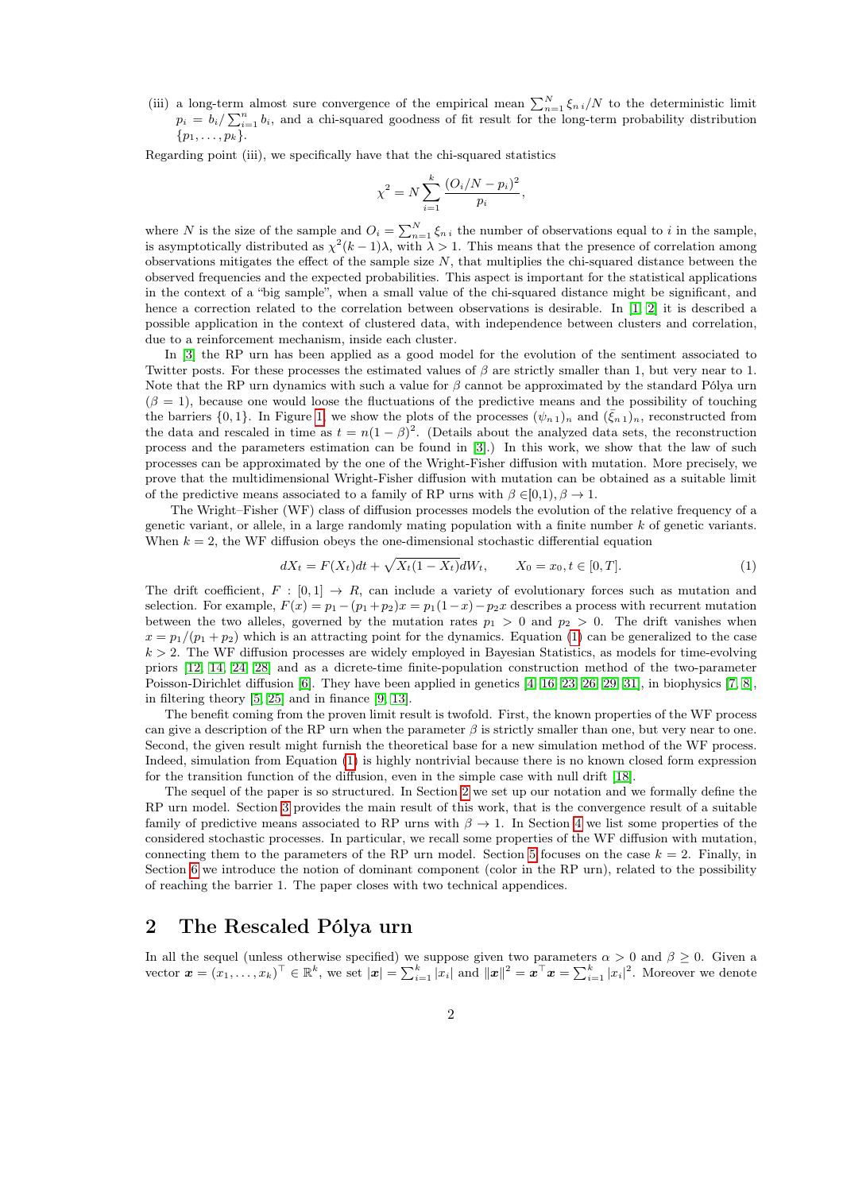(iii) a long-term almost sure convergence of the empirical mean $\sum_{n=1}^{N} \xi_{n\,i}/N$ to the deterministic limit $p_i = b_i / \sum_{i=1}^{n} b_i$, and a chi-squared goodness of fit result for the long-term probability distribution $\{p_1, \ldots, p_k\}$.

Regarding point (iii), we specifically have that the chi-squared statistics

$$\chi^2 = N \sum_{i=1}^{k} \frac{(O_i/N - p_i)^2}{p_i},$$

where $N$ is the size of the sample and $O_i = \sum_{n=1}^{N} \xi_{n\,i}$ the number of observations equal to $i$ in the sample, is asymptotically distributed as $\chi^2(k-1)\lambda$, with $\lambda > 1$. This means that the presence of correlation among observations mitigates the effect of the sample size $N$, that multiplies the chi-squared distance between the observed frequencies and the expected probabilities. This aspect is important for the statistical applications in the context of a "big sample", when a small value of the chi-squared distance might be significant, and hence a correction related to the correlation between observations is desirable. In [1, 2] it is described a possible application in the context of clustered data, with independence between clusters and correlation, due to a reinforcement mechanism, inside each cluster.

In [3] the RP urn has been applied as a good model for the evolution of the sentiment associated to Twitter posts. For these processes the estimated values of $\beta$ are strictly smaller than 1, but very near to 1. Note that the RP urn dynamics with such a value for $\beta$ cannot be approximated by the standard Pólya urn ($\beta = 1$), because one would loose the fluctuations of the predictive means and the possibility of touching the barriers $\{0, 1\}$. In Figure 1, we show the plots of the processes $(\psi_{n\,1})_n$ and $(\bar{\xi}_{n\,1})_n$, reconstructed from the data and rescaled in time as $t = n(1-\beta)^2$. (Details about the analyzed data sets, the reconstruction process and the parameters estimation can be found in [3].) In this work, we show that the law of such processes can be approximated by the one of the Wright-Fisher diffusion with mutation. More precisely, we prove that the multidimensional Wright-Fisher diffusion with mutation can be obtained as a suitable limit of the predictive means associated to a family of RP urns with $\beta \in [0, 1)$, $\beta \to 1$.

The Wright–Fisher (WF) class of diffusion processes models the evolution of the relative frequency of a genetic variant, or allele, in a large randomly mating population with a finite number $k$ of genetic variants. When $k = 2$, the WF diffusion obeys the one-dimensional stochastic differential equation

$$dX_t = F(X_t)dt + \sqrt{X_t(1 - X_t)}dW_t, \qquad X_0 = x_0, t \in [0, T]. \tag{1}$$

The drift coefficient, $F : [0, 1] \to R$, can include a variety of evolutionary forces such as mutation and selection. For example, $F(x) = p_1 - (p_1 + p_2)x = p_1(1 - x) - p_2 x$ describes a process with recurrent mutation between the two alleles, governed by the mutation rates $p_1 > 0$ and $p_2 > 0$. The drift vanishes when $x = p_1/(p_1 + p_2)$ which is an attracting point for the dynamics. Equation (1) can be generalized to the case $k > 2$. The WF diffusion processes are widely employed in Bayesian Statistics, as models for time-evolving priors [12, 14, 24, 28] and as a dicrete-time finite-population construction method of the two-parameter Poisson-Dirichlet diffusion [6]. They have been applied in genetics [4, 16, 23, 26, 29, 31], in biophysics [7, 8], in filtering theory [5, 25] and in finance [9, 13].

The benefit coming from the proven limit result is twofold. First, the known properties of the WF process can give a description of the RP urn when the parameter $\beta$ is strictly smaller than one, but very near to one. Second, the given result might furnish the theoretical base for a new simulation method of the WF process. Indeed, simulation from Equation (1) is highly nontrivial because there is no known closed form expression for the transition function of the diffusion, even in the simple case with null drift [18].

The sequel of the paper is so structured. In Section 2 we set up our notation and we formally define the RP urn model. Section 3 provides the main result of this work, that is the convergence result of a suitable family of predictive means associated to RP urns with $\beta \to 1$. In Section 4 we list some properties of the considered stochastic processes. In particular, we recall some properties of the WF diffusion with mutation, connecting them to the parameters of the RP urn model. Section 5 focuses on the case $k = 2$. Finally, in Section 6 we introduce the notion of dominant component (color in the RP urn), related to the possibility of reaching the barrier 1. The paper closes with two technical appendices.

## 2 The Rescaled Pólya urn

In all the sequel (unless otherwise specified) we suppose given two parameters $\alpha > 0$ and $\beta \geq 0$. Given a vector $\boldsymbol{x} = (x_1, \ldots, x_k)^\top \in \mathbb{R}^k$, we set $|\boldsymbol{x}| = \sum_{i=1}^{k} |x_i|$ and $\|\boldsymbol{x}\|^2 = \boldsymbol{x}^\top \boldsymbol{x} = \sum_{i=1}^{k} |x_i|^2$. Moreover we denote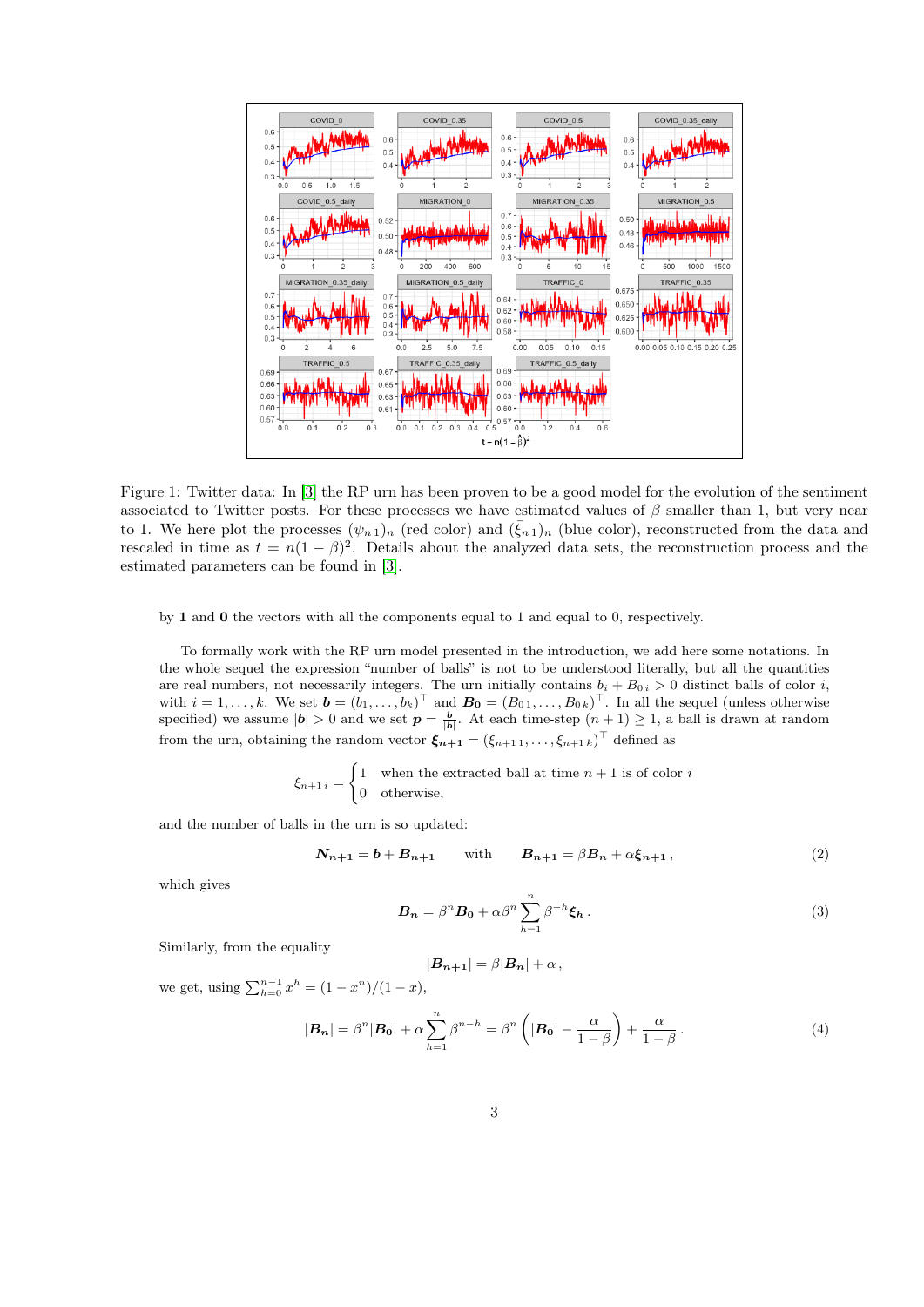Figure 1: Twitter data: In [3] the RP urn has been proven to be a good model for the evolution of the sentiment associated to Twitter posts. For these processes we have estimated values of $\beta$ smaller than 1, but very near to 1. We here plot the processes $(\psi_{n\,1})_n$ (red color) and $(\bar{\xi}_{n\,1})_n$ (blue color), reconstructed from the data and rescaled in time as $t = n(1-\beta)^2$. Details about the analyzed data sets, the reconstruction process and the estimated parameters can be found in [3].

by $\mathbf{1}$ and $\mathbf{0}$ the vectors with all the components equal to 1 and equal to 0, respectively.

To formally work with the RP urn model presented in the introduction, we add here some notations. In the whole sequel the expression "number of balls" is not to be understood literally, but all the quantities are real numbers, not necessarily integers. The urn initially contains $b_i + B_{0\,i} > 0$ distinct balls of color $i$, with $i = 1, \ldots, k$. We set $\boldsymbol{b} = (b_1, \ldots, b_k)^\top$ and $\boldsymbol{B_0} = (B_{0\,1}, \ldots, B_{0\,k})^\top$. In all the sequel (unless otherwise specified) we assume $|\boldsymbol{b}| > 0$ and we set $\boldsymbol{p} = \frac{\boldsymbol{b}}{|\boldsymbol{b}|}$. At each time-step $(n+1) \geq 1$, a ball is drawn at random from the urn, obtaining the random vector $\boldsymbol{\xi_{n+1}} = (\xi_{n+1\,1}, \ldots, \xi_{n+1\,k})^\top$ defined as

$$
\xi_{n+1\,i} = \begin{cases} 1 & \text{when the extracted ball at time } n+1 \text{ is of color } i \\ 0 & \text{otherwise,} \end{cases}
$$

and the number of balls in the urn is so updated:

$$
\boldsymbol{N_{n+1}} = \boldsymbol{b} + \boldsymbol{B_{n+1}} \qquad \text{with} \qquad \boldsymbol{B_{n+1}} = \beta \boldsymbol{B_n} + \alpha \boldsymbol{\xi_{n+1}}\,, \tag{2}
$$

which gives

$$
\boldsymbol{B_n} = \beta^n \boldsymbol{B_0} + \alpha \beta^n \sum_{h=1}^{n} \beta^{-h} \boldsymbol{\xi_h}\,. \tag{3}
$$

Similarly, from the equality

$$
|\boldsymbol{B_{n+1}}| = \beta |\boldsymbol{B_n}| + \alpha\,,
$$

we get, using $\sum_{h=0}^{n-1} x^h = (1-x^n)/(1-x)$,

$$
|\boldsymbol{B_n}| = \beta^n |\boldsymbol{B_0}| + \alpha \sum_{h=1}^{n} \beta^{n-h} = \beta^n \left( |\boldsymbol{B_0}| - \frac{\alpha}{1-\beta} \right) + \frac{\alpha}{1-\beta}\,. \tag{4}
$$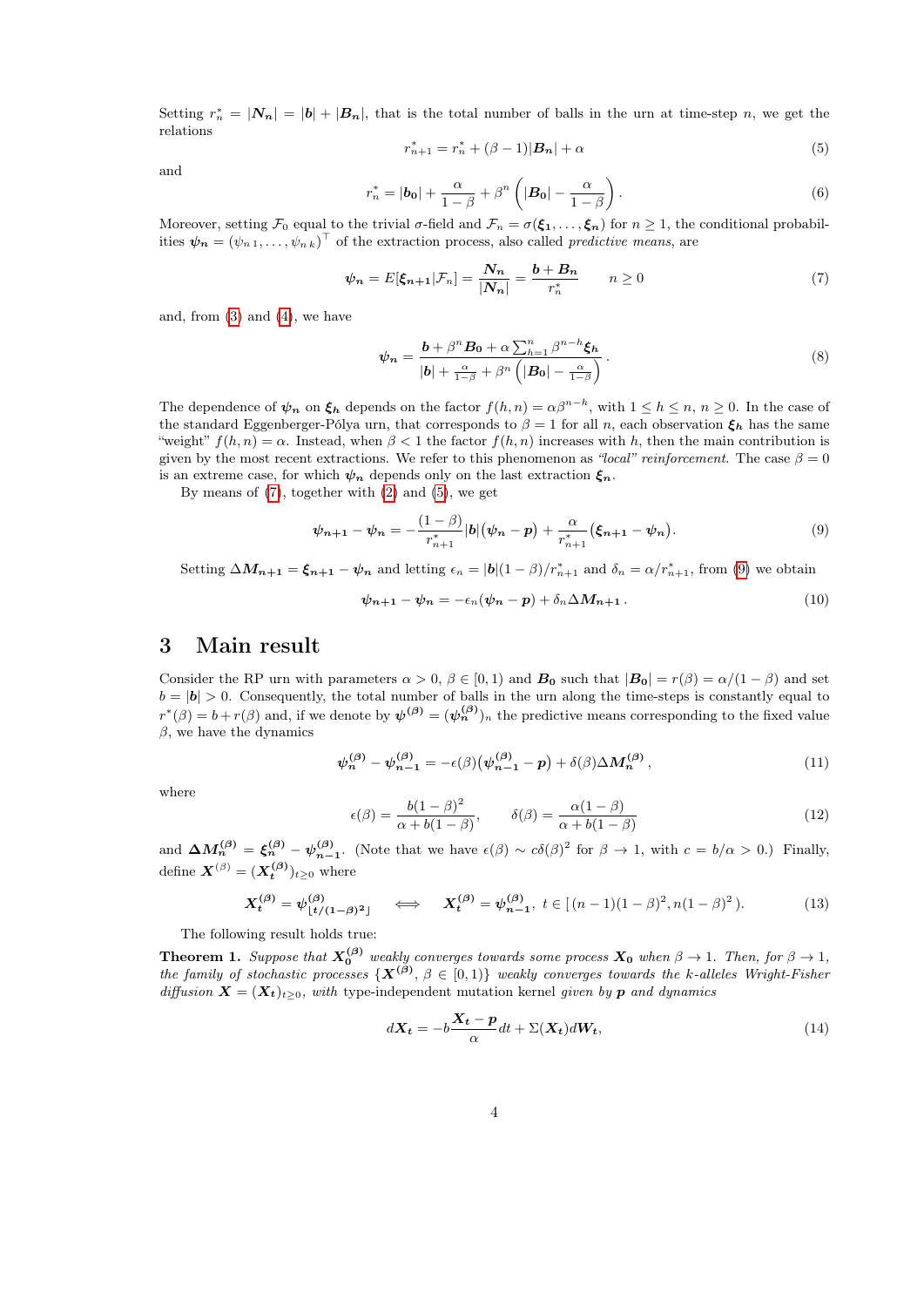Setting $r^*_n = |\boldsymbol{N_n}| = |\boldsymbol{b}| + |\boldsymbol{B_n}|$, that is the total number of balls in the urn at time-step $n$, we get the relations

$$r^*_{n+1} = r^*_n + (\beta - 1)|\boldsymbol{B_n}| + \alpha \tag{5}$$

and

$$r^*_n = |\boldsymbol{b_0}| + \frac{\alpha}{1-\beta} + \beta^n \left( |\boldsymbol{B_0}| - \frac{\alpha}{1-\beta} \right). \tag{6}$$

Moreover, setting $\mathcal{F}_0$ equal to the trivial $\sigma$-field and $\mathcal{F}_n = \sigma(\boldsymbol{\xi_1}, \ldots, \boldsymbol{\xi_n})$ for $n \geq 1$, the conditional probabilities $\boldsymbol{\psi_n} = (\psi_{n\,1}, \ldots, \psi_{n\,k})^\top$ of the extraction process, also called *predictive means*, are

$$\boldsymbol{\psi_n} = E[\boldsymbol{\xi_{n+1}} | \mathcal{F}_n] = \frac{\boldsymbol{N_n}}{|\boldsymbol{N_n}|} = \frac{\boldsymbol{b} + \boldsymbol{B_n}}{r^*_n} \qquad n \geq 0 \tag{7}$$

and, from (3) and (4), we have

$$\boldsymbol{\psi_n} = \frac{\boldsymbol{b} + \beta^n \boldsymbol{B_0} + \alpha \sum_{h=1}^n \beta^{n-h} \boldsymbol{\xi_h}}{|\boldsymbol{b}| + \frac{\alpha}{1-\beta} + \beta^n \left( |\boldsymbol{B_0}| - \frac{\alpha}{1-\beta} \right)}. \tag{8}$$

The dependence of $\boldsymbol{\psi_n}$ on $\boldsymbol{\xi_h}$ depends on the factor $f(h,n) = \alpha\beta^{n-h}$, with $1 \leq h \leq n$, $n \geq 0$. In the case of the standard Eggenberger-Pólya urn, that corresponds to $\beta = 1$ for all $n$, each observation $\boldsymbol{\xi_h}$ has the same "weight" $f(h,n) = \alpha$. Instead, when $\beta < 1$ the factor $f(h,n)$ increases with $h$, then the main contribution is given by the most recent extractions. We refer to this phenomenon as *"local" reinforcement*. The case $\beta = 0$ is an extreme case, for which $\boldsymbol{\psi_n}$ depends only on the last extraction $\boldsymbol{\xi_n}$.

By means of (7), together with (2) and (5), we get

$$\boldsymbol{\psi_{n+1}} - \boldsymbol{\psi_n} = -\frac{(1-\beta)}{r^*_{n+1}} |\boldsymbol{b}| \big( \boldsymbol{\psi_n} - \boldsymbol{p} \big) + \frac{\alpha}{r^*_{n+1}} \big( \boldsymbol{\xi_{n+1}} - \boldsymbol{\psi_n} \big). \tag{9}$$

Setting $\Delta \boldsymbol{M_{n+1}} = \boldsymbol{\xi_{n+1}} - \boldsymbol{\psi_n}$ and letting $\epsilon_n = |\boldsymbol{b}|(1-\beta)/r^*_{n+1}$ and $\delta_n = \alpha/r^*_{n+1}$, from (9) we obtain

$$\boldsymbol{\psi_{n+1}} - \boldsymbol{\psi_n} = -\epsilon_n (\boldsymbol{\psi_n} - \boldsymbol{p}) + \delta_n \Delta \boldsymbol{M_{n+1}}. \tag{10}$$

## 3 Main result

Consider the RP urn with parameters $\alpha > 0$, $\beta \in [0,1)$ and $\boldsymbol{B_0}$ such that $|\boldsymbol{B_0}| = r(\beta) = \alpha/(1-\beta)$ and set $b = |\boldsymbol{b}| > 0$. Consequently, the total number of balls in the urn along the time-steps is constantly equal to $r^*(\beta) = b + r(\beta)$ and, if we denote by $\boldsymbol{\psi^{(\beta)}} = (\boldsymbol{\psi^{(\beta)}_n})_n$ the predictive means corresponding to the fixed value $\beta$, we have the dynamics

$$\boldsymbol{\psi^{(\beta)}_n} - \boldsymbol{\psi^{(\beta)}_{n-1}} = -\epsilon(\beta) \big( \boldsymbol{\psi^{(\beta)}_{n-1}} - \boldsymbol{p} \big) + \delta(\beta) \Delta \boldsymbol{M^{(\beta)}_n}, \tag{11}$$

where

$$\epsilon(\beta) = \frac{b(1-\beta)^2}{\alpha + b(1-\beta)}, \qquad \delta(\beta) = \frac{\alpha(1-\beta)}{\alpha + b(1-\beta)} \tag{12}$$

and $\boldsymbol{\Delta M^{(\beta)}_n} = \boldsymbol{\xi^{(\beta)}_n} - \boldsymbol{\psi^{(\beta)}_{n-1}}$. (Note that we have $\epsilon(\beta) \sim c\delta(\beta)^2$ for $\beta \to 1$, with $c = b/\alpha > 0$.) Finally, define $\boldsymbol{X}^{(\beta)} = (\boldsymbol{X^{(\beta)}_t})_{t \geq 0}$ where

$$\boldsymbol{X^{(\beta)}_t} = \boldsymbol{\psi^{(\beta)}_{\lfloor t/(1-\beta)^2 \rfloor}} \quad \Longleftrightarrow \quad \boldsymbol{X^{(\beta)}_t} = \boldsymbol{\psi^{(\beta)}_{n-1}}, \ t \in [\,(n-1)(1-\beta)^2, n(1-\beta)^2\,). \tag{13}$$

The following result holds true:

**Theorem 1.** *Suppose that $\boldsymbol{X^{(\beta)}_0}$ weakly converges towards some process $\boldsymbol{X_0}$ when $\beta \to 1$. Then, for $\beta \to 1$, the family of stochastic processes $\{\boldsymbol{X}^{(\beta)}, \beta \in [0,1)\}$ weakly converges towards the $k$-alleles Wright-Fisher diffusion $\boldsymbol{X} = (\boldsymbol{X_t})_{t \geq 0}$, with* type-independent mutation kernel *given by $\boldsymbol{p}$ and dynamics*

$$d\boldsymbol{X_t} = -b \frac{\boldsymbol{X_t} - \boldsymbol{p}}{\alpha} dt + \Sigma(\boldsymbol{X_t}) d\boldsymbol{W_t}, \tag{14}$$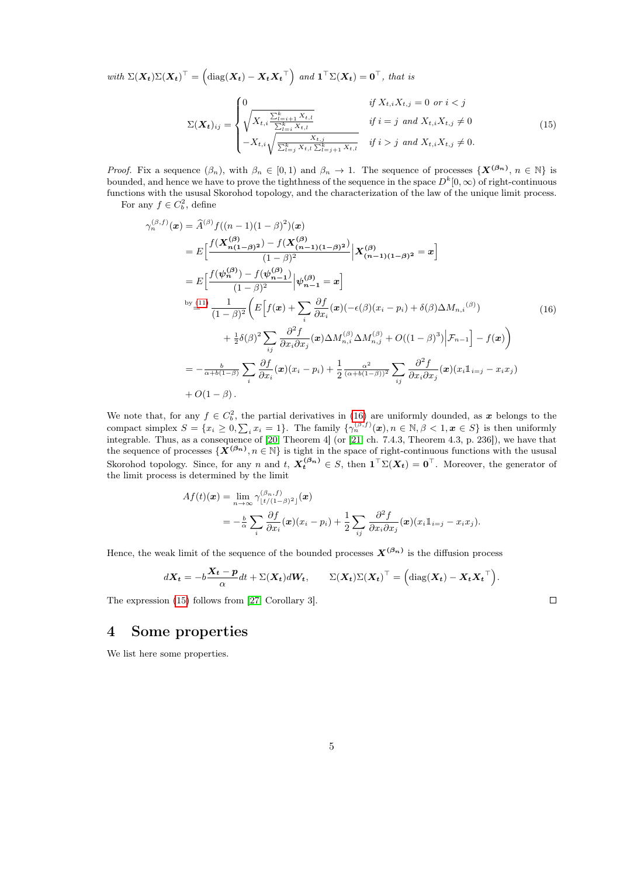*with* $\Sigma(\boldsymbol{X_t})\Sigma(\boldsymbol{X_t})^\top = \left(\mathrm{diag}(\boldsymbol{X_t}) - \boldsymbol{X_t}\boldsymbol{X_t}^\top\right)$ *and* $\mathbf{1}^\top\Sigma(\boldsymbol{X_t}) = \mathbf{0}^\top$*, that is*

$$
\Sigma(\boldsymbol{X_t})_{ij} = \begin{cases} 0 & \text{if } X_{t,i}X_{t,j} = 0 \text{ or } i < j \\ \sqrt{X_{t,i}\frac{\sum_{l=i+1}^k X_{t,l}}{\sum_{l=i}^k X_{t,l}}} & \text{if } i = j \text{ and } X_{t,i}X_{t,j} \neq 0 \\ -X_{t,i}\sqrt{\frac{X_{t,j}}{\sum_{l=j}^k X_{t,l}\sum_{l=j+1}^k X_{t,l}}} & \text{if } i > j \text{ and } X_{t,i}X_{t,j} \neq 0. \end{cases} \tag{15}
$$

*Proof.* Fix a sequence $(\beta_n)$, with $\beta_n \in [0,1)$ and $\beta_n \to 1$. The sequence of processes $\{\boldsymbol{X}^{(\beta_n)}, n \in \mathbb{N}\}$ is bounded, and hence we have to prove the tighthness of the sequence in the space $D^k[0,\infty)$ of right-continuous functions with the ususal Skorohod topology, and the characterization of the law of the unique limit process.

For any $f \in C_b^2$, define

$$
\begin{aligned}
\gamma_n^{(\beta,f)}(\boldsymbol{x}) &= \widehat{A}^{(\beta)}f((n-1)(1-\beta)^2)(\boldsymbol{x}) \\
&= E\Big[\frac{f(\boldsymbol{X}^{(\beta)}_{\boldsymbol{n(1-\beta)^2}}) - f(\boldsymbol{X}^{(\beta)}_{\boldsymbol{(n-1)(1-\beta)^2}})}{(1-\beta)^2}\Big|\boldsymbol{X}^{(\beta)}_{\boldsymbol{(n-1)(1-\beta)^2}} = \boldsymbol{x}\Big] \\
&= E\Big[\frac{f(\boldsymbol{\psi}^{(\beta)}_{\boldsymbol{n}}) - f(\boldsymbol{\psi}^{(\beta)}_{\boldsymbol{n-1}})}{(1-\beta)^2}\Big|\boldsymbol{\psi}^{(\beta)}_{\boldsymbol{n-1}} = \boldsymbol{x}\Big] \\
&\overset{\text{by (11)}}{=} \frac{1}{(1-\beta)^2}\Big(E\Big[f(\boldsymbol{x}) + \sum_i \frac{\partial f}{\partial x_i}(\boldsymbol{x})(-\epsilon(\beta)(x_i - p_i) + \delta(\beta)\Delta M_{n,i}{}^{(\beta)}) \\
&\qquad + \tfrac{1}{2}\delta(\beta)^2\sum_{ij}\frac{\partial^2 f}{\partial x_i \partial x_j}(\boldsymbol{x})\Delta M^{(\beta)}_{n,i}\Delta M^{(\beta)}_{n,j} + O((1-\beta)^3)\Big|\mathcal{F}_{n-1}\Big] - f(\boldsymbol{x})\Big) \\
&= -\tfrac{b}{\alpha + b(1-\beta)}\sum_i \frac{\partial f}{\partial x_i}(\boldsymbol{x})(x_i - p_i) + \frac{1}{2}\frac{\alpha^2}{(\alpha+b(1-\beta))^2}\sum_{ij}\frac{\partial^2 f}{\partial x_i \partial x_j}(\boldsymbol{x})(x_i\mathbb{1}_{i=j} - x_i x_j) \\
&\quad + O(1-\beta)\,.
\end{aligned} \tag{16}
$$

We note that, for any $f \in C_b^2$, the partial derivatives in (16) are uniformly dounded, as $\boldsymbol{x}$ belongs to the compact simplex $S = \{x_i \geq 0, \sum_i x_i = 1\}$. The family $\{\gamma_n^{(\beta,f)}(\boldsymbol{x}), n \in \mathbb{N}, \beta < 1, \boldsymbol{x} \in S\}$ is then uniformly integrable. Thus, as a consequence of [20, Theorem 4] (or [21, ch. 7.4.3, Theorem 4.3, p. 236]), we have that the sequence of processes $\{\boldsymbol{X}^{(\beta_n)}, n \in \mathbb{N}\}$ is tight in the space of right-continuous functions with the ususal Skorohod topology. Since, for any $n$ and $t$, $\boldsymbol{X}_{\boldsymbol{t}}^{(\beta_n)} \in S$, then $\mathbf{1}^\top\Sigma(\boldsymbol{X_t}) = \mathbf{0}^\top$. Moreover, the generator of the limit process is determined by the limit

$$
\begin{aligned}
Af(t)(\boldsymbol{x}) &= \lim_{n\to\infty}\gamma^{(\beta_n,f)}_{\lfloor t/(1-\beta)^2\rfloor}(\boldsymbol{x}) \\
&= -\tfrac{b}{\alpha}\sum_i \frac{\partial f}{\partial x_i}(\boldsymbol{x})(x_i - p_i) + \frac{1}{2}\sum_{ij}\frac{\partial^2 f}{\partial x_i \partial x_j}(\boldsymbol{x})(x_i\mathbb{1}_{i=j} - x_i x_j).
\end{aligned}
$$

Hence, the weak limit of the sequence of the bounded processes $\boldsymbol{X}^{(\beta_n)}$ is the diffusion process

$$
d\boldsymbol{X_t} = -b\frac{\boldsymbol{X_t} - \boldsymbol{p}}{\alpha}dt + \Sigma(\boldsymbol{X_t})d\boldsymbol{W_t}, \qquad \Sigma(\boldsymbol{X_t})\Sigma(\boldsymbol{X_t})^\top = \left(\mathrm{diag}(\boldsymbol{X_t}) - \boldsymbol{X_t}\boldsymbol{X_t}^\top\right).
$$

The expression (15) follows from [27, Corollary 3]. $\square$

# 4 Some properties

We list here some properties.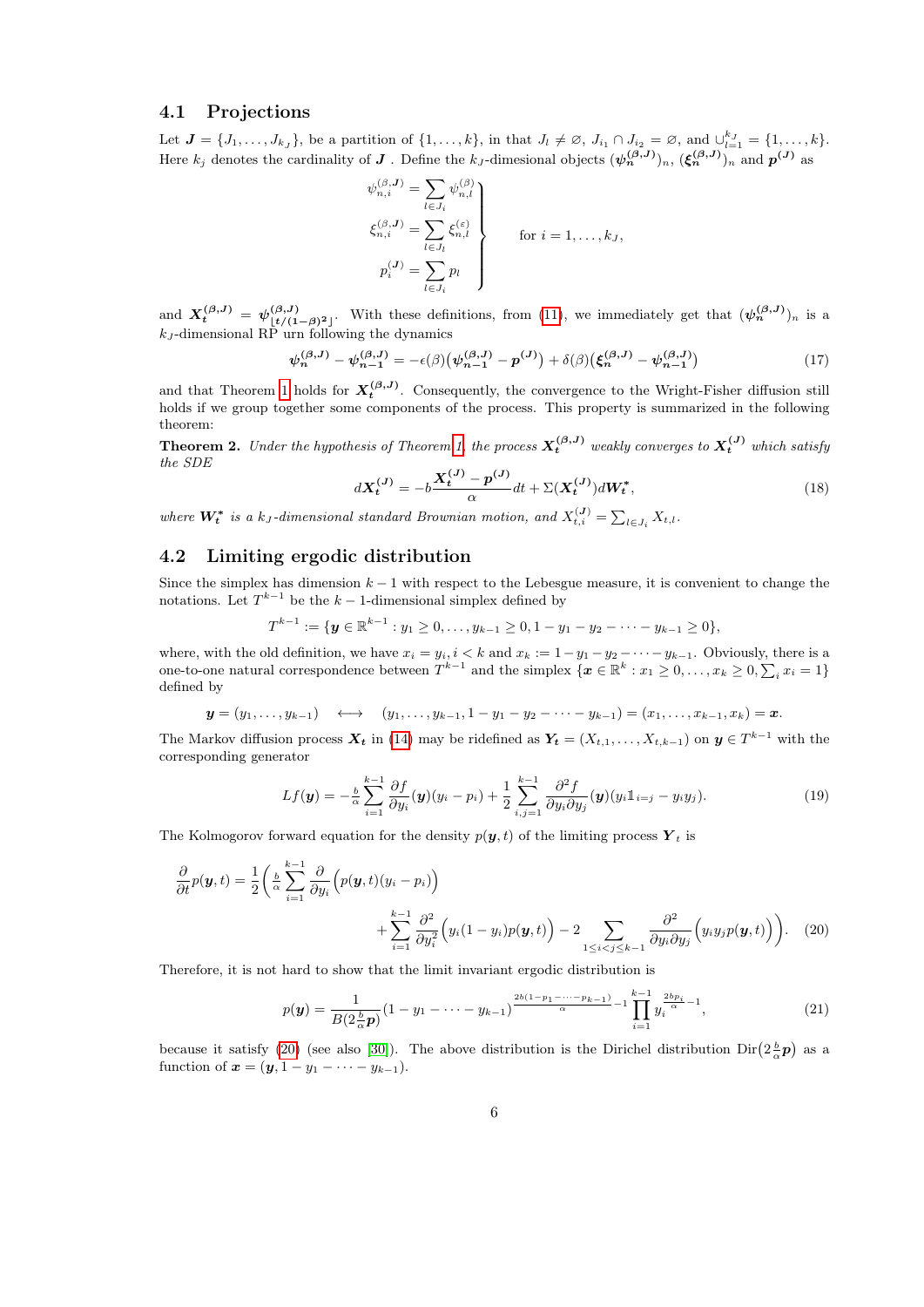## 4.1 Projections

Let $\boldsymbol{J} = \{J_1, \ldots, J_{k_J}\}$, be a partition of $\{1, \ldots, k\}$, in that $J_l \neq \varnothing$, $J_{i_1} \cap J_{i_2} = \varnothing$, and $\cup_{l=1}^{k_J} = \{1, \ldots, k\}$. Here $k_j$ denotes the cardinality of $\boldsymbol{J}$ . Define the $k_J$-dimesional objects $(\boldsymbol{\psi}_n^{(\beta,\boldsymbol{J})})_n$, $(\boldsymbol{\xi}_n^{(\beta,\boldsymbol{J})})_n$ and $\boldsymbol{p}^{(\boldsymbol{J})}$ as

$$
\left.\begin{aligned}
\psi_{n,i}^{(\beta,\boldsymbol{J})} &= \sum_{l \in J_i} \psi_{n,l}^{(\beta)} \\
\xi_{n,i}^{(\beta,\boldsymbol{J})} &= \sum_{l \in J_l} \xi_{n,l}^{(\varepsilon)} \\
p_i^{(\boldsymbol{J})} &= \sum_{l \in J_i} p_l
\end{aligned}\right\} \qquad \text{for } i = 1, \ldots, k_J,
$$

and $\boldsymbol{X}_t^{(\beta,\boldsymbol{J})} = \boldsymbol{\psi}_{\lfloor t/(1-\beta)^2 \rfloor}^{(\beta,\boldsymbol{J})}$. With these definitions, from (11), we immediately get that $(\boldsymbol{\psi}_n^{(\beta,\boldsymbol{J})})_n$ is a $k_J$-dimensional RP urn following the dynamics

$$
\boldsymbol{\psi}_n^{(\beta,\boldsymbol{J})} - \boldsymbol{\psi}_{n-1}^{(\beta,\boldsymbol{J})} = -\epsilon(\beta)\big(\boldsymbol{\psi}_{n-1}^{(\beta,\boldsymbol{J})} - \boldsymbol{p}^{(\boldsymbol{J})}\big) + \delta(\beta)\big(\boldsymbol{\xi}_n^{(\beta,\boldsymbol{J})} - \boldsymbol{\psi}_{n-1}^{(\beta,\boldsymbol{J})}\big) \tag{17}
$$

and that Theorem 1 holds for $\boldsymbol{X}_t^{(\beta,\boldsymbol{J})}$. Consequently, the convergence to the Wright-Fisher diffusion still holds if we group together some components of the process. This property is summarized in the following theorem:

**Theorem 2.** *Under the hypothesis of Theorem 1, the process $\boldsymbol{X}_t^{(\beta,\boldsymbol{J})}$ weakly converges to $\boldsymbol{X}_t^{(\boldsymbol{J})}$ which satisfy the SDE*

$$
d\boldsymbol{X}_t^{(\boldsymbol{J})} = -b\frac{\boldsymbol{X}_t^{(\boldsymbol{J})} - \boldsymbol{p}^{(\boldsymbol{J})}}{\alpha}dt + \Sigma(\boldsymbol{X}_t^{(\boldsymbol{J})})d\boldsymbol{W}_t^*, \tag{18}
$$

*where $\boldsymbol{W}_t^*$ is a $k_J$-dimensional standard Brownian motion, and $X_{t,i}^{(\boldsymbol{J})} = \sum_{l \in J_i} X_{t,l}$.*

## 4.2 Limiting ergodic distribution

Since the simplex has dimension $k-1$ with respect to the Lebesgue measure, it is convenient to change the notations. Let $T^{k-1}$ be the $k-1$-dimensional simplex defined by

$$
T^{k-1} := \{\boldsymbol{y} \in \mathbb{R}^{k-1} : y_1 \geq 0, \ldots, y_{k-1} \geq 0, 1 - y_1 - y_2 - \cdots - y_{k-1} \geq 0\},
$$

where, with the old definition, we have $x_i = y_i, i < k$ and $x_k := 1 - y_1 - y_2 - \cdots - y_{k-1}$. Obviously, there is a one-to-one natural correspondence between $T^{k-1}$ and the simplex $\{\boldsymbol{x} \in \mathbb{R}^k : x_1 \geq 0, \ldots, x_k \geq 0, \sum_i x_i = 1\}$ defined by

$$
\boldsymbol{y} = (y_1, \ldots, y_{k-1}) \quad \longleftrightarrow \quad (y_1, \ldots, y_{k-1}, 1 - y_1 - y_2 - \cdots - y_{k-1}) = (x_1, \ldots, x_{k-1}, x_k) = \boldsymbol{x}.
$$

The Markov diffusion process $\boldsymbol{X_t}$ in (14) may be ridefined as $\boldsymbol{Y_t} = (X_{t,1}, \ldots, X_{t,k-1})$ on $\boldsymbol{y} \in T^{k-1}$ with the corresponding generator

$$
Lf(\boldsymbol{y}) = -\tfrac{b}{\alpha}\sum_{i=1}^{k-1} \frac{\partial f}{\partial y_i}(\boldsymbol{y})(y_i - p_i) + \frac{1}{2}\sum_{i,j=1}^{k-1} \frac{\partial^2 f}{\partial y_i \partial y_j}(\boldsymbol{y})(y_i \mathbb{1}_{i=j} - y_i y_j). \tag{19}
$$

The Kolmogorov forward equation for the density $p(\boldsymbol{y}, t)$ of the limiting process $\boldsymbol{Y}_t$ is

$$
\frac{\partial}{\partial t}p(\boldsymbol{y}, t) = \frac{1}{2}\bigg(\tfrac{b}{\alpha}\sum_{i=1}^{k-1} \frac{\partial}{\partial y_i}\Big(p(\boldsymbol{y}, t)(y_i - p_i)\Big) + \sum_{i=1}^{k-1} \frac{\partial^2}{\partial y_i^2}\Big(y_i(1 - y_i)p(\boldsymbol{y}, t)\Big) - 2\sum_{1 \leq i < j \leq k-1} \frac{\partial^2}{\partial y_i \partial y_j}\Big(y_i y_j p(\boldsymbol{y}, t)\Big)\bigg). \tag{20}
$$

Therefore, it is not hard to show that the limit invariant ergodic distribution is

$$
p(\boldsymbol{y}) = \frac{1}{B(2\frac{b}{\alpha}\boldsymbol{p})}(1 - y_1 - \cdots - y_{k-1})^{\frac{2b(1-p_1-\cdots-p_{k-1})}{\alpha} - 1} \prod_{i=1}^{k-1} y_i^{\frac{2bp_i}{\alpha} - 1}, \tag{21}
$$

because it satisfy (20) (see also [30]). The above distribution is the Dirichel distribution $\mathrm{Dir}\big(2\frac{b}{\alpha}\boldsymbol{p}\big)$ as a function of $\boldsymbol{x} = (\boldsymbol{y}, 1 - y_1 - \cdots - y_{k-1})$.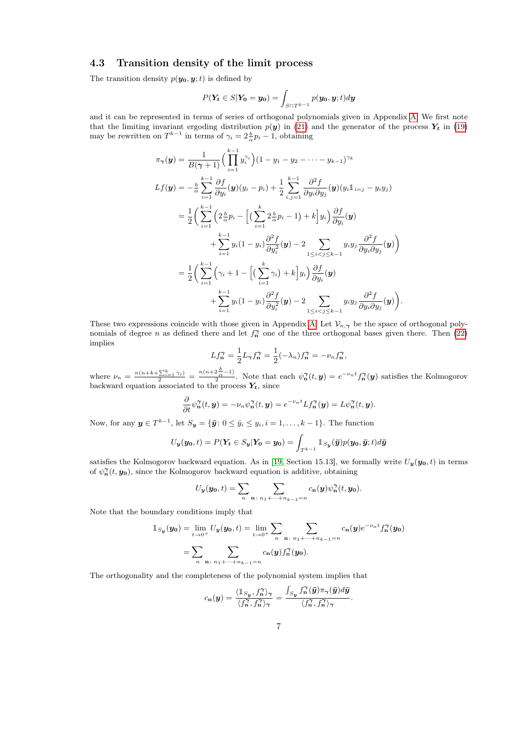### 4.3 Transition density of the limit process

The transition density $p(\boldsymbol{y_0}, \boldsymbol{y}; t)$ is defined by

$$P(\boldsymbol{Y_t} \in S | \boldsymbol{Y_0} = \boldsymbol{y_0}) = \int_{S \cap T^{k-1}} p(\boldsymbol{y_0}, \boldsymbol{y}; t) d\boldsymbol{y}$$

and it can be represented in terms of series of orthogonal polynomials given in Appendix A. We first note that the limiting invariant ergoding distribution $p(\boldsymbol{y})$ in (21) and the generator of the process $\boldsymbol{Y_t}$ in (19) may be rewritten on $T^{k-1}$ in terms of $\gamma_i = 2\frac{b}{\alpha}p_i - 1$, obtaining

$$\pi_{\boldsymbol{\gamma}}(\boldsymbol{y}) = \frac{1}{B(\boldsymbol{\gamma}+1)} \Big( \prod_{i=1}^{k-1} y_i^{\gamma_i} \Big) (1 - y_1 - y_2 - \cdots - y_{k-1})^{\gamma_k}$$

$$\begin{aligned}
Lf(\boldsymbol{y}) &= -\tfrac{b}{\alpha} \sum_{i=1}^{k-1} \frac{\partial f}{\partial y_i}(\boldsymbol{y})(y_i - p_i) + \frac{1}{2} \sum_{i,j=1}^{k-1} \frac{\partial^2 f}{\partial y_i \partial y_j}(\boldsymbol{y})(y_i \mathbb{1}_{i=j} - y_i y_j) \\
&= \frac{1}{2} \Big( \sum_{i=1}^{k-1} \Big( 2\tfrac{b}{\alpha} p_i - \Big[ \big( \sum_{i=1}^{k} 2\tfrac{b}{\alpha} p_i - 1 \big) + k \Big] y_i \Big) \frac{\partial f}{\partial y_i}(\boldsymbol{y}) \\
&\qquad + \sum_{i=1}^{k-1} y_i (1 - y_i) \frac{\partial^2 f}{\partial y_i^2}(\boldsymbol{y}) - 2 \sum_{1 \le i < j \le k-1} y_i y_j \frac{\partial^2 f}{\partial y_i \partial y_j}(\boldsymbol{y}) \Big) \\
&= \frac{1}{2} \Big( \sum_{i=1}^{k-1} \Big( \gamma_i + 1 - \Big[ \big( \sum_{i=1}^{k} \gamma_i \big) + k \Big] y_i \Big) \frac{\partial f}{\partial y_i}(\boldsymbol{y}) \\
&\qquad + \sum_{i=1}^{k-1} y_i (1 - y_i) \frac{\partial^2 f}{\partial y_i^2}(\boldsymbol{y}) - 2 \sum_{1 \le i < j \le k-1} y_i y_j \frac{\partial^2 f}{\partial y_i \partial y_j}(\boldsymbol{y}) \Big).
\end{aligned}$$

These two expressions coincide with those given in Appendix A. Let $\mathcal{V}_{n,\boldsymbol{\gamma}}$ be the space of orthogonal polynomials of degree $n$ as defined there and let $f^{\boldsymbol{\gamma}}_{\mathbf{n}}$ one of the three orthogonal bases given there. Then (22) implies

$$L f^{\boldsymbol{\gamma}}_{\mathbf{n}} = \frac{1}{2} L_{\boldsymbol{\gamma}} f^{\boldsymbol{\gamma}}_{\mathbf{n}} = \frac{1}{2}(-\lambda_n) f^{\boldsymbol{\gamma}}_{\mathbf{n}} = -\nu_n f^{\boldsymbol{\gamma}}_{\mathbf{n}},$$

where $\nu_n = \frac{n(n+k+\sum_{i=1}^k \gamma_i)}{2} = \frac{n(n+2\frac{b}{\alpha}-1)}{2}$. Note that each $\psi^{\boldsymbol{\gamma}}_{\mathbf{n}}(t, \boldsymbol{y}) = e^{-\nu_n t} f^{\boldsymbol{\gamma}}_{\mathbf{n}}(\boldsymbol{y})$ satisfies the Kolmogorov backward equation associated to the process $\boldsymbol{Y_t}$, since

$$\frac{\partial}{\partial t} \psi^{\boldsymbol{\gamma}}_{\mathbf{n}}(t, \boldsymbol{y}) = -\nu_n \psi^{\boldsymbol{\gamma}}_{\mathbf{n}}(t, \boldsymbol{y}) = e^{-\nu_n t} L f^{\boldsymbol{\gamma}}_{\mathbf{n}}(\boldsymbol{y}) = L \psi^{\boldsymbol{\gamma}}_{\mathbf{n}}(t, \boldsymbol{y}).$$

Now, for any $\boldsymbol{y} \in T^{k-1}$, let $S_{\boldsymbol{y}} = \{\bar{\boldsymbol{y}} \colon 0 \le \bar{y}_i \le y_i, i = 1, \ldots, k-1\}$. The function

$$U_{\boldsymbol{y}}(\boldsymbol{y_0}, t) = P(\boldsymbol{Y_t} \in S_{\boldsymbol{y}} | \boldsymbol{Y_0} = \boldsymbol{y_0}) = \int_{T^{k-1}} \mathbb{1}_{S_{\boldsymbol{y}}}(\bar{\boldsymbol{y}}) p(\boldsymbol{y_0}, \bar{\boldsymbol{y}}; t) d\bar{\boldsymbol{y}}$$

satisfies the Kolmogorov backward equation. As in [19, Section 15.13], we formally write $U_{\boldsymbol{y}}(\boldsymbol{y_0}, t)$ in terms of $\psi^{\boldsymbol{\gamma}}_{\mathbf{n}}(t, \boldsymbol{y_0})$, since the Kolmogorov backward equation is additive, obtaining

$$U_{\boldsymbol{y}}(\boldsymbol{y_0}, t) = \sum_n \sum_{\mathbf{n} \colon n_1 + \cdots + n_{k-1} = n} c_{\mathbf{n}}(\boldsymbol{y}) \psi^{\boldsymbol{\gamma}}_{\mathbf{n}}(t, \boldsymbol{y_0}).$$

Note that the boundary conditions imply that

$$\begin{aligned}
\mathbb{1}_{S_{\boldsymbol{y}}}(\boldsymbol{y_0}) = \lim_{t \to 0^+} U_{\boldsymbol{y}}(\boldsymbol{y_0}, t) &= \lim_{t \to 0^+} \sum_n \sum_{\mathbf{n} \colon n_1 + \cdots + n_{k-1} = n} c_{\mathbf{n}}(\boldsymbol{y}) e^{-\nu_n t} f^{\boldsymbol{\gamma}}_{\mathbf{n}}(\boldsymbol{y_0}) \\
&= \sum_n \sum_{\mathbf{n} \colon n_1 + \cdots + n_{k-1} = n} c_{\mathbf{n}}(\boldsymbol{y}) f^{\boldsymbol{\gamma}}_{\mathbf{n}}(\boldsymbol{y_0}).
\end{aligned}$$

The orthogonality and the completeness of the polynomial system implies that

$$c_{\mathbf{n}}(\boldsymbol{y}) = \frac{\langle \mathbb{1}_{S_{\boldsymbol{y}}}, f^{\boldsymbol{\gamma}}_{\mathbf{n}} \rangle_{\boldsymbol{\gamma}}}{\langle f^{\boldsymbol{\gamma}}_{\mathbf{n}}, f^{\boldsymbol{\gamma}}_{\mathbf{n}} \rangle_{\boldsymbol{\gamma}}} = \frac{\int_{S_{\boldsymbol{y}}} f^{\boldsymbol{\gamma}}_{\mathbf{n}}(\bar{\boldsymbol{y}}) \pi_{\boldsymbol{\gamma}}(\bar{\boldsymbol{y}}) d\bar{\boldsymbol{y}}}{\langle f^{\boldsymbol{\gamma}}_{\mathbf{n}}, f^{\boldsymbol{\gamma}}_{\mathbf{n}} \rangle_{\boldsymbol{\gamma}}}.$$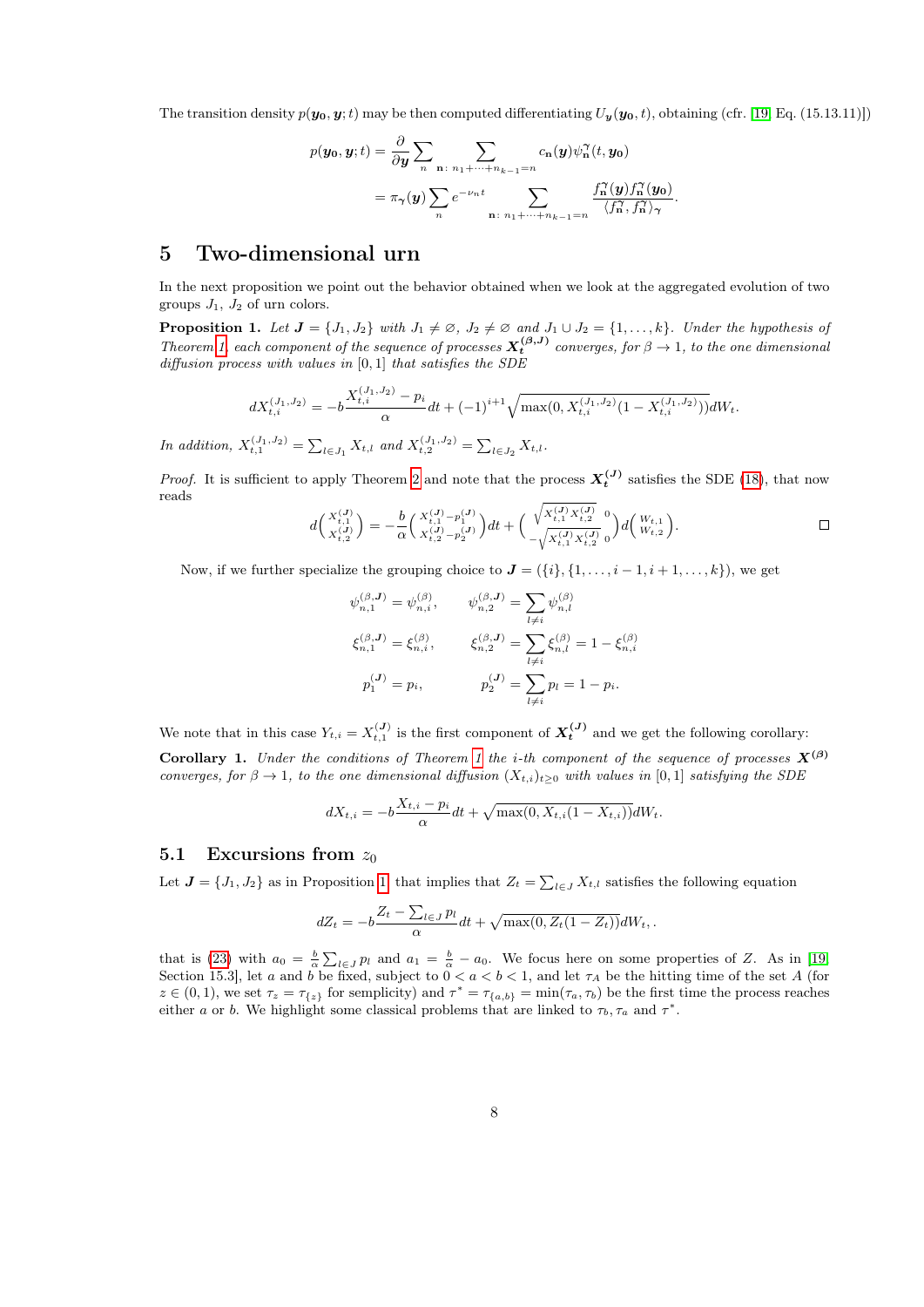The transition density $p(\boldsymbol{y_0}, \boldsymbol{y}; t)$ may be then computed differentiating $U_{\boldsymbol{y}}(\boldsymbol{y_0}, t)$, obtaining (cfr. [19, Eq. (15.13.11)])

$$
\begin{aligned}
p(\boldsymbol{y_0}, \boldsymbol{y}; t) &= \frac{\partial}{\partial \boldsymbol{y}} \sum_n \sum_{\mathbf{n}:\, n_1+\cdots+n_{k-1}=n} c_{\mathbf{n}}(\boldsymbol{y}) \psi^{\gamma}_{\mathbf{n}}(t, \boldsymbol{y_0}) \\
&= \pi_{\boldsymbol{\gamma}}(\boldsymbol{y}) \sum_n e^{-\nu_n t} \sum_{\mathbf{n}:\, n_1+\cdots+n_{k-1}=n} \frac{f^{\gamma}_{\mathbf{n}}(\boldsymbol{y}) f^{\gamma}_{\mathbf{n}}(\boldsymbol{y_0})}{\langle f^{\gamma}_{\mathbf{n}}, f^{\gamma}_{\mathbf{n}} \rangle_{\boldsymbol{\gamma}}}.
\end{aligned}
$$

# 5 Two-dimensional urn

In the next proposition we point out the behavior obtained when we look at the aggregated evolution of two groups $J_1$, $J_2$ of urn colors.

**Proposition 1.** *Let $\boldsymbol{J} = \{J_1, J_2\}$ with $J_1 \neq \varnothing$, $J_2 \neq \varnothing$ and $J_1 \cup J_2 = \{1, \ldots, k\}$. Under the hypothesis of Theorem 1, each component of the sequence of processes $\boldsymbol{X}^{(\boldsymbol{\beta}, \boldsymbol{J})}_t$ converges, for $\beta \to 1$, to the one dimensional diffusion process with values in $[0, 1]$ that satisfies the SDE*

$$
dX^{(J_1,J_2)}_{t,i} = -b \frac{X^{(J_1,J_2)}_{t,i} - p_i}{\alpha} dt + (-1)^{i+1} \sqrt{\max(0, X^{(J_1,J_2)}_{t,i}(1 - X^{(J_1,J_2)}_{t,i}))} dW_t.
$$

*In addition, $X^{(J_1,J_2)}_{t,1} = \sum_{l \in J_1} X_{t,l}$ and $X^{(J_1,J_2)}_{t,2} = \sum_{l \in J_2} X_{t,l}$.*

*Proof.* It is sufficient to apply Theorem 2 and note that the process $\boldsymbol{X}^{(\boldsymbol{J})}_t$ satisfies the SDE (18), that now reads

$$
d\begin{pmatrix} X^{(\boldsymbol{J})}_{t,1} \\ X^{(\boldsymbol{J})}_{t,2} \end{pmatrix} = -\frac{b}{\alpha} \begin{pmatrix} X^{(\boldsymbol{J})}_{t,1} - p^{(\boldsymbol{J})}_1 \\ X^{(\boldsymbol{J})}_{t,2} - p^{(\boldsymbol{J})}_2 \end{pmatrix} dt + \begin{pmatrix} \sqrt{X^{(\boldsymbol{J})}_{t,1} X^{(\boldsymbol{J})}_{t,2}} & 0 \\ -\sqrt{X^{(\boldsymbol{J})}_{t,1} X^{(\boldsymbol{J})}_{t,2}} & 0 \end{pmatrix} d\begin{pmatrix} W_{t,1} \\ W_{t,2} \end{pmatrix}.
$$

□

Now, if we further specialize the grouping choice to $\boldsymbol{J} = (\{i\}, \{1, \ldots, i-1, i+1, \ldots, k\})$, we get

$$
\begin{aligned}
\psi^{(\beta,\boldsymbol{J})}_{n,1} &= \psi^{(\beta)}_{n,i}, & \psi^{(\beta,\boldsymbol{J})}_{n,2} &= \sum_{l \neq i} \psi^{(\beta)}_{n,l} \\
\xi^{(\beta,\boldsymbol{J})}_{n,1} &= \xi^{(\beta)}_{n,i}, & \xi^{(\beta,\boldsymbol{J})}_{n,2} &= \sum_{l \neq i} \xi^{(\beta)}_{n,l} = 1 - \xi^{(\beta)}_{n,i} \\
p^{(\boldsymbol{J})}_1 &= p_i, & p^{(\boldsymbol{J})}_2 &= \sum_{l \neq i} p_l = 1 - p_i.
\end{aligned}
$$

We note that in this case $Y_{t,i} = X^{(\boldsymbol{J})}_{t,1}$ is the first component of $\boldsymbol{X}^{(\boldsymbol{J})}_t$ and we get the following corollary:

**Corollary 1.** *Under the conditions of Theorem 1 the $i$-th component of the sequence of processes $\boldsymbol{X}^{(\boldsymbol{\beta})}$ converges, for $\beta \to 1$, to the one dimensional diffusion $(X_{t,i})_{t \geq 0}$ with values in $[0, 1]$ satisfying the SDE*

$$
dX_{t,i} = -b \frac{X_{t,i} - p_i}{\alpha} dt + \sqrt{\max(0, X_{t,i}(1 - X_{t,i}))} dW_t.
$$

## 5.1 Excursions from $z_0$

Let $\boldsymbol{J} = \{J_1, J_2\}$ as in Proposition 1 that implies that $Z_t = \sum_{l \in J} X_{t,l}$ satisfies the following equation

$$
dZ_t = -b \frac{Z_t - \sum_{l \in J} p_l}{\alpha} dt + \sqrt{\max(0, Z_t(1 - Z_t))} dW_t, .
$$

that is (23) with $a_0 = \frac{b}{\alpha} \sum_{l \in J} p_l$ and $a_1 = \frac{b}{\alpha} - a_0$. We focus here on some properties of $Z$. As in [19, Section 15.3], let $a$ and $b$ be fixed, subject to $0 < a < b < 1$, and let $\tau_A$ be the hitting time of the set $A$ (for $z \in (0, 1)$, we set $\tau_z = \tau_{\{z\}}$ for semplicity) and $\tau^* = \tau_{\{a,b\}} = \min(\tau_a, \tau_b)$ be the first time the process reaches either $a$ or $b$. We highlight some classical problems that are linked to $\tau_b, \tau_a$ and $\tau^*$.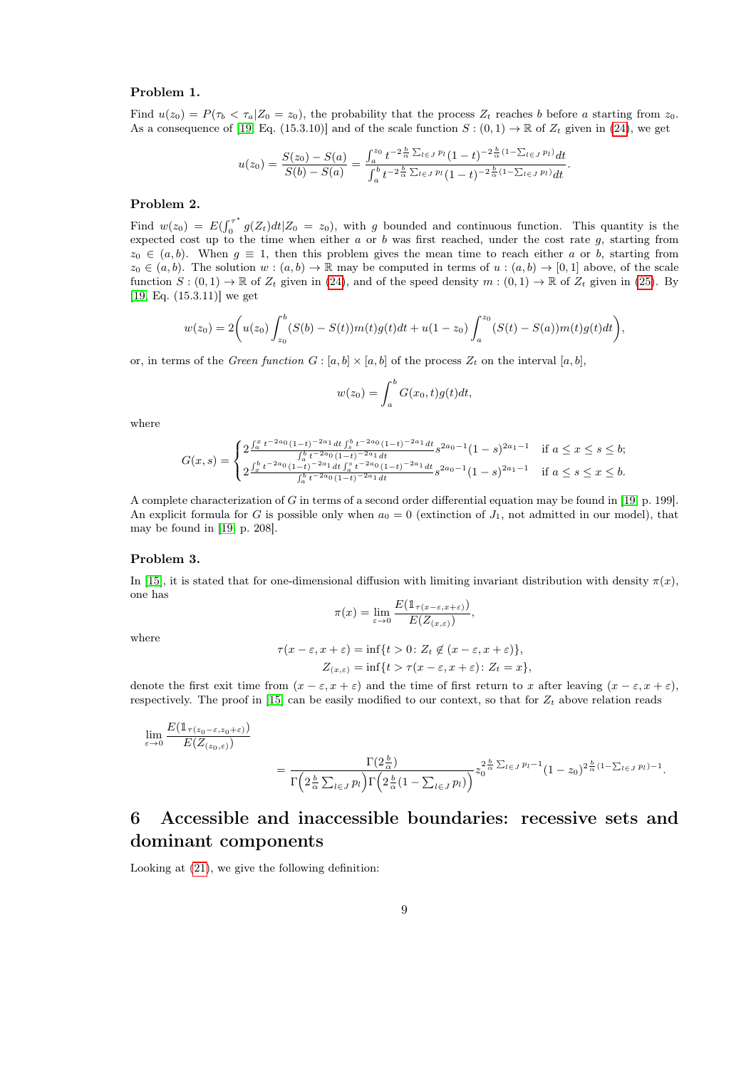**Problem 1.**

Find $u(z_0) = P(\tau_b < \tau_a | Z_0 = z_0)$, the probability that the process $Z_t$ reaches $b$ before $a$ starting from $z_0$. As a consequence of [19, Eq. (15.3.10)] and of the scale function $S : (0,1) \to \mathbb{R}$ of $Z_t$ given in (24), we get

$$u(z_0) = \frac{S(z_0) - S(a)}{S(b) - S(a)} = \frac{\int_a^{z_0} t^{-2\frac{b}{\alpha}\sum_{l\in J} p_l}(1-t)^{-2\frac{b}{\alpha}(1-\sum_{l\in J} p_l)}dt}{\int_a^{b} t^{-2\frac{b}{\alpha}\sum_{l\in J} p_l}(1-t)^{-2\frac{b}{\alpha}(1-\sum_{l\in J} p_l)}dt}.$$

**Problem 2.**

Find $w(z_0) = E(\int_0^{\tau^*} g(Z_t)dt | Z_0 = z_0)$, with $g$ bounded and continuous function. This quantity is the expected cost up to the time when either $a$ or $b$ was first reached, under the cost rate $g$, starting from $z_0 \in (a,b)$. When $g \equiv 1$, then this problem gives the mean time to reach either $a$ or $b$, starting from $z_0 \in (a,b)$. The solution $w : (a,b) \to \mathbb{R}$ may be computed in terms of $u : (a,b) \to [0,1]$ above, of the scale function $S : (0,1) \to \mathbb{R}$ of $Z_t$ given in (24), and of the speed density $m : (0,1) \to \mathbb{R}$ of $Z_t$ given in (25). By [19, Eq. (15.3.11)] we get

$$w(z_0) = 2\bigg(u(z_0)\int_{z_0}^{b}(S(b) - S(t))m(t)g(t)dt + u(1-z_0)\int_a^{z_0}(S(t) - S(a))m(t)g(t)dt\bigg),$$

or, in terms of the *Green function* $G : [a,b] \times [a,b]$ of the process $Z_t$ on the interval $[a,b]$,

$$w(z_0) = \int_a^b G(x_0, t)g(t)dt,$$

where

$$G(x,s) = \begin{cases} 2\frac{\int_a^x t^{-2a_0}(1-t)^{-2a_1}dt \int_s^b t^{-2a_0}(1-t)^{-2a_1}dt}{\int_a^b t^{-2a_0}(1-t)^{-2a_1}dt} s^{2a_0-1}(1-s)^{2a_1-1} & \text{if } a \le x \le s \le b; \\ 2\frac{\int_x^b t^{-2a_0}(1-t)^{-2a_1}dt \int_a^s t^{-2a_0}(1-t)^{-2a_1}dt}{\int_a^b t^{-2a_0}(1-t)^{-2a_1}dt} s^{2a_0-1}(1-s)^{2a_1-1} & \text{if } a \le s \le x \le b. \end{cases}$$

A complete characterization of $G$ in terms of a second order differential equation may be found in [19, p. 199]. An explicit formula for $G$ is possible only when $a_0 = 0$ (extinction of $J_1$, not admitted in our model), that may be found in [19, p. 208].

**Problem 3.**

In [15], it is stated that for one-dimensional diffusion with limiting invariant distribution with density $\pi(x)$, one has

$$\pi(x) = \lim_{\varepsilon\to 0}\frac{E(\mathbb{1}_{\tau(x-\varepsilon,x+\varepsilon)})}{E(Z_{(x,\varepsilon)})},$$

where

$$\tau(x-\varepsilon, x+\varepsilon) = \inf\{t > 0\colon Z_t \notin (x-\varepsilon, x+\varepsilon)\},$$
$$Z_{(x,\varepsilon)} = \inf\{t > \tau(x-\varepsilon, x+\varepsilon)\colon Z_t = x\},$$

denote the first exit time from $(x-\varepsilon, x+\varepsilon)$ and the time of first return to $x$ after leaving $(x-\varepsilon, x+\varepsilon)$, respectively. The proof in [15] can be easily modified to our context, so that for $Z_t$ above relation reads

$$\lim_{\varepsilon\to 0}\frac{E(\mathbb{1}_{\tau(z_0-\varepsilon,z_0+\varepsilon)})}{E(Z_{(z_0,\varepsilon)})} = \frac{\Gamma(2\frac{b}{\alpha})}{\Gamma\Big(2\frac{b}{\alpha}\sum_{l\in J} p_l\Big)\Gamma\Big(2\frac{b}{\alpha}(1-\sum_{l\in J} p_l)\Big)} z_0^{2\frac{b}{\alpha}\sum_{l\in J} p_l - 1}(1-z_0)^{2\frac{b}{\alpha}(1-\sum_{l\in J} p_l)-1}.$$

# 6 Accessible and inaccessible boundaries: recessive sets and dominant components

Looking at (21), we give the following definition: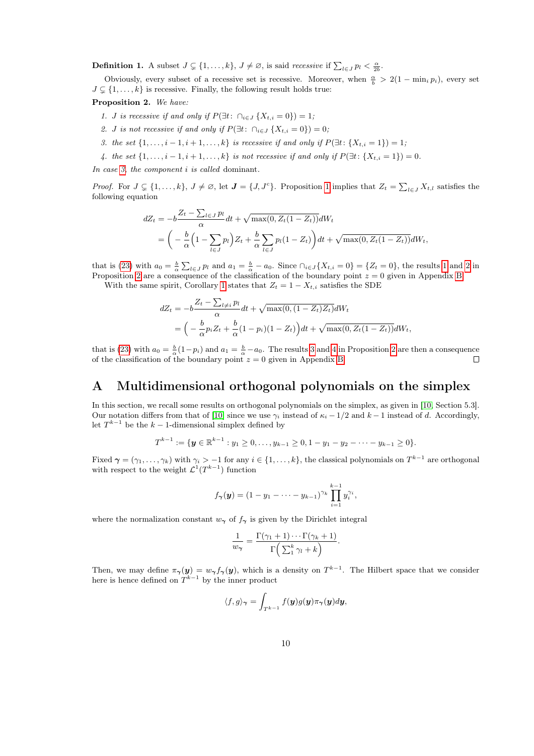**Definition 1.** A subset $J \subsetneq \{1, \ldots, k\}$, $J \neq \varnothing$, is said *recessive* if $\sum_{l \in J} p_l < \frac{\alpha}{2b}$.

Obviously, every subset of a recessive set is recessive. Moreover, when $\frac{\alpha}{b} > 2(1 - \min_i p_i)$, every set $J \subsetneq \{1, \ldots, k\}$ is recessive. Finally, the following result holds true:

**Proposition 2.** *We have:*

1. *$J$ is recessive if and only if $P(\exists t \colon \cap_{i \in J} \{X_{t,i} = 0\}) = 1$;*
2. *$J$ is not recessive if and only if $P(\exists t \colon \cap_{i \in J} \{X_{t,i} = 0\}) = 0$;*
3. *the set $\{1, \ldots, i-1, i+1, \ldots, k\}$ is recessive if and only if $P(\exists t \colon \{X_{t,i} = 1\}) = 1$;*
4. *the set $\{1, \ldots, i-1, i+1, \ldots, k\}$ is not recessive if and only if $P(\exists t \colon \{X_{t,i} = 1\}) = 0$.*

*In case 3, the component $i$ is called* dominant.

*Proof.* For $J \subsetneq \{1, \ldots, k\}$, $J \neq \varnothing$, let $\boldsymbol{J} = \{J, J^c\}$. Proposition 1 implies that $Z_t = \sum_{l \in J} X_{t,l}$ satisfies the following equation

$$
\begin{aligned}
dZ_t &= -b \frac{Z_t - \sum_{l \in J} p_l}{\alpha} dt + \sqrt{\max(0, Z_t(1 - Z_t))} dW_t \\
&= \Big( -\frac{b}{\alpha} \Big( 1 - \sum_{l \in J} p_l \Big) Z_t + \frac{b}{\alpha} \sum_{l \in J} p_l (1 - Z_t) \Big) dt + \sqrt{\max(0, Z_t(1 - Z_t))} dW_t,
\end{aligned}
$$

that is (23) with $a_0 = \frac{b}{\alpha} \sum_{l \in J} p_l$ and $a_1 = \frac{b}{\alpha} - a_0$. Since $\cap_{i \in J} \{X_{t,i} = 0\} = \{Z_t = 0\}$, the results 1 and 2 in Proposition 2 are a consequence of the classification of the boundary point $z = 0$ given in Appendix B.

With the same spirit, Corollary 1 states that $Z_t = 1 - X_{t,i}$ satisfies the SDE

$$
\begin{aligned}
dZ_t &= -b \frac{Z_t - \sum_{l \neq i} p_l}{\alpha} dt + \sqrt{\max(0, (1 - Z_t) Z_t)} dW_t \\
&= \Big( -\frac{b}{\alpha} p_i Z_t + \frac{b}{\alpha} (1 - p_i)(1 - Z_t) \Big) dt + \sqrt{\max(0, Z_t(1 - Z_t))} dW_t,
\end{aligned}
$$

that is (23) with $a_0 = \frac{b}{\alpha}(1 - p_i)$ and $a_1 = \frac{b}{\alpha} - a_0$. The results 3 and 4 in Proposition 2 are then a consequence of the classification of the boundary point $z = 0$ given in Appendix B. $\square$

# A Multidimensional orthogonal polynomials on the simplex

In this section, we recall some results on orthogonal polynomials on the simplex, as given in [10, Section 5.3]. Our notation differs from that of [10] since we use $\gamma_i$ instead of $\kappa_i - 1/2$ and $k - 1$ instead of $d$. Accordingly, let $T^{k-1}$ be the $k-1$-dimensional simplex defined by

$$
T^{k-1} := \{ \boldsymbol{y} \in \mathbb{R}^{k-1} : y_1 \geq 0, \ldots, y_{k-1} \geq 0, 1 - y_1 - y_2 - \cdots - y_{k-1} \geq 0 \}.
$$

Fixed $\boldsymbol{\gamma} = (\gamma_1, \ldots, \gamma_k)$ with $\gamma_i > -1$ for any $i \in \{1, \ldots, k\}$, the classical polynomials on $T^{k-1}$ are orthogonal with respect to the weight $\mathcal{L}^1(T^{k-1})$ function

$$
f_{\boldsymbol{\gamma}}(\boldsymbol{y}) = (1 - y_1 - \cdots - y_{k-1})^{\gamma_k} \prod_{i=1}^{k-1} y_i^{\gamma_i},
$$

where the normalization constant $w_{\boldsymbol{\gamma}}$ of $f_{\boldsymbol{\gamma}}$ is given by the Dirichlet integral

$$
\frac{1}{w_{\boldsymbol{\gamma}}} = \frac{\Gamma(\gamma_1 + 1) \cdots \Gamma(\gamma_k + 1)}{\Gamma\Big( \sum_1^k \gamma_l + k \Big)}.
$$

Then, we may define $\pi_{\boldsymbol{\gamma}}(\boldsymbol{y}) = w_{\boldsymbol{\gamma}} f_{\boldsymbol{\gamma}}(\boldsymbol{y})$, which is a density on $T^{k-1}$. The Hilbert space that we consider here is hence defined on $T^{k-1}$ by the inner product

$$
\langle f, g \rangle_{\boldsymbol{\gamma}} = \int_{T^{k-1}} f(\boldsymbol{y}) g(\boldsymbol{y}) \pi_{\boldsymbol{\gamma}}(\boldsymbol{y}) d\boldsymbol{y},
$$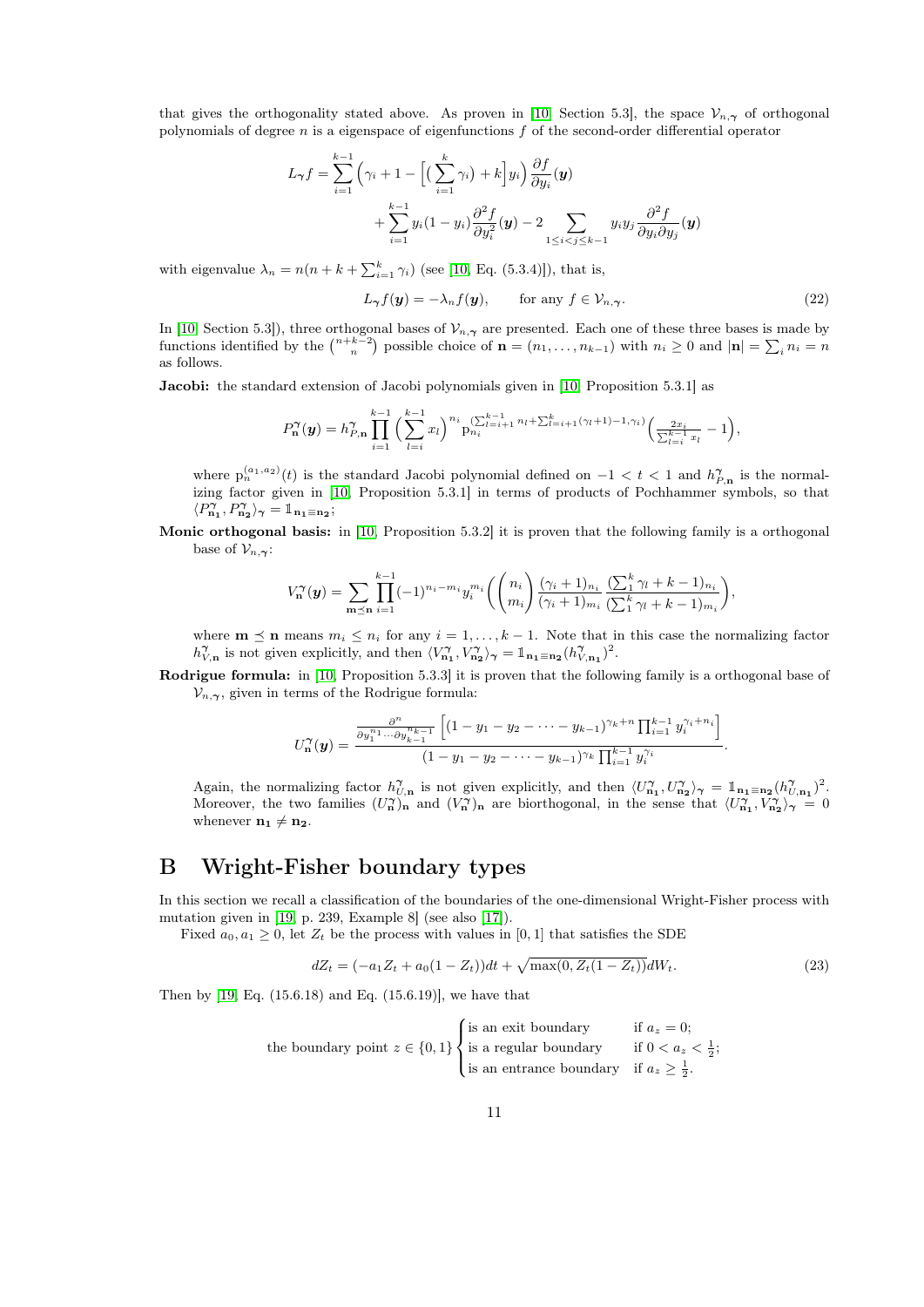that gives the orthogonality stated above. As proven in [10, Section 5.3], the space $\mathcal{V}_{n,\boldsymbol{\gamma}}$ of orthogonal polynomials of degree $n$ is a eigenspace of eigenfunctions $f$ of the second-order differential operator

$$
L_{\boldsymbol{\gamma}} f = \sum_{i=1}^{k-1} \Big( \gamma_i + 1 - \Big[ \big( \sum_{i=1}^{k} \gamma_i \big) + k \Big] y_i \Big) \frac{\partial f}{\partial y_i}(\boldsymbol{y}) + \sum_{i=1}^{k-1} y_i (1 - y_i) \frac{\partial^2 f}{\partial y_i^2}(\boldsymbol{y}) - 2 \sum_{1 \le i < j \le k-1} y_i y_j \frac{\partial^2 f}{\partial y_i \partial y_j}(\boldsymbol{y})
$$

with eigenvalue $\lambda_n = n(n + k + \sum_{i=1}^{k} \gamma_i)$ (see [10, Eq. (5.3.4)]), that is,

$$
L_{\boldsymbol{\gamma}} f(\boldsymbol{y}) = -\lambda_n f(\boldsymbol{y}), \qquad \text{for any } f \in \mathcal{V}_{n,\boldsymbol{\gamma}}. \tag{22}
$$

In [10, Section 5.3]), three orthogonal bases of $\mathcal{V}_{n,\boldsymbol{\gamma}}$ are presented. Each one of these three bases is made by functions identified by the $\binom{n+k-2}{n}$ possible choice of $\mathbf{n} = (n_1, \dots, n_{k-1})$ with $n_i \ge 0$ and $|\mathbf{n}| = \sum_i n_i = n$ as follows.

**Jacobi:** the standard extension of Jacobi polynomials given in [10, Proposition 5.3.1] as

$$
P_{\mathbf{n}}^{\boldsymbol{\gamma}}(\boldsymbol{y}) = h_{P,\mathbf{n}}^{\boldsymbol{\gamma}} \prod_{i=1}^{k-1} \Big( \sum_{l=i}^{k-1} x_l \Big)^{n_i} \mathrm{p}_{n_i}^{(\sum_{l=i+1}^{k-1} n_l + \sum_{l=i+1}^{k} (\gamma_l + 1) - 1, \gamma_i)} \Big( \frac{2 x_i}{\sum_{l=i}^{k-1} x_l} - 1 \Big),
$$

where $\mathrm{p}_n^{(a_1,a_2)}(t)$ is the standard Jacobi polynomial defined on $-1 < t < 1$ and $h_{P,\mathbf{n}}^{\boldsymbol{\gamma}}$ is the normalizing factor given in [10, Proposition 5.3.1] in terms of products of Pochhammer symbols, so that $\langle P_{\mathbf{n_1}}^{\boldsymbol{\gamma}}, P_{\mathbf{n_2}}^{\boldsymbol{\gamma}} \rangle_{\boldsymbol{\gamma}} = \mathbb{1}_{\mathbf{n_1} \equiv \mathbf{n_2}}$;

**Monic orthogonal basis:** in [10, Proposition 5.3.2] it is proven that the following family is a orthogonal base of $\mathcal{V}_{n,\boldsymbol{\gamma}}$:

$$
V_{\mathbf{n}}^{\boldsymbol{\gamma}}(\boldsymbol{y}) = \sum_{\mathbf{m} \preceq \mathbf{n}} \prod_{i=1}^{k-1} (-1)^{n_i - m_i} y_i^{m_i} \bigg( \binom{n_i}{m_i} \frac{(\gamma_i + 1)_{n_i}}{(\gamma_i + 1)_{m_i}} \frac{(\sum_1^k \gamma_l + k - 1)_{n_i}}{(\sum_1^k \gamma_l + k - 1)_{m_i}} \bigg),
$$

where $\mathbf{m} \preceq \mathbf{n}$ means $m_i \le n_i$ for any $i = 1, \dots, k-1$. Note that in this case the normalizing factor $h_{V,\mathbf{n}}^{\boldsymbol{\gamma}}$ is not given explicitly, and then $\langle V_{\mathbf{n_1}}^{\boldsymbol{\gamma}}, V_{\mathbf{n_2}}^{\boldsymbol{\gamma}} \rangle_{\boldsymbol{\gamma}} = \mathbb{1}_{\mathbf{n_1} \equiv \mathbf{n_2}} (h_{V,\mathbf{n_1}}^{\boldsymbol{\gamma}})^2$.

**Rodrigue formula:** in [10, Proposition 5.3.3] it is proven that the following family is a orthogonal base of $\mathcal{V}_{n,\boldsymbol{\gamma}}$, given in terms of the Rodrigue formula:

$$
U_{\mathbf{n}}^{\boldsymbol{\gamma}}(\boldsymbol{y}) = \frac{\frac{\partial^n}{\partial y_1^{n_1} \cdots \partial y_{k-1}^{n_{k-1}}} \Big[ (1 - y_1 - y_2 - \cdots - y_{k-1})^{\gamma_k + n} \prod_{i=1}^{k-1} y_i^{\gamma_i + n_i} \Big]}{(1 - y_1 - y_2 - \cdots - y_{k-1})^{\gamma_k} \prod_{i=1}^{k-1} y_i^{\gamma_i}}.
$$

Again, the normalizing factor $h_{U,\mathbf{n}}^{\boldsymbol{\gamma}}$ is not given explicitly, and then $\langle U_{\mathbf{n_1}}^{\boldsymbol{\gamma}}, U_{\mathbf{n_2}}^{\boldsymbol{\gamma}} \rangle_{\boldsymbol{\gamma}} = \mathbb{1}_{\mathbf{n_1} \equiv \mathbf{n_2}} (h_{U,\mathbf{n_1}}^{\boldsymbol{\gamma}})^2$. Moreover, the two families $(U_{\mathbf{n}}^{\boldsymbol{\gamma}})_{\mathbf{n}}$ and $(V_{\mathbf{n}}^{\boldsymbol{\gamma}})_{\mathbf{n}}$ are biorthogonal, in the sense that $\langle U_{\mathbf{n_1}}^{\boldsymbol{\gamma}}, V_{\mathbf{n_2}}^{\boldsymbol{\gamma}} \rangle_{\boldsymbol{\gamma}} = 0$ whenever $\mathbf{n_1} \neq \mathbf{n_2}$.

# B Wright-Fisher boundary types

In this section we recall a classification of the boundaries of the one-dimensional Wright-Fisher process with mutation given in [19, p. 239, Example 8] (see also [17]).

Fixed $a_0, a_1 \ge 0$, let $Z_t$ be the process with values in $[0,1]$ that satisfies the SDE

$$
dZ_t = (-a_1 Z_t + a_0 (1 - Z_t)) dt + \sqrt{\max(0, Z_t (1 - Z_t))} dW_t. \tag{23}
$$

Then by [19, Eq. (15.6.18) and Eq. (15.6.19)], we have that

$$
\text{the boundary point } z \in \{0,1\} \begin{cases} \text{is an exit boundary} & \text{if } a_z = 0; \\ \text{is a regular boundary} & \text{if } 0 < a_z < \frac{1}{2}; \\ \text{is an entrance boundary} & \text{if } a_z \ge \frac{1}{2}. \end{cases}
$$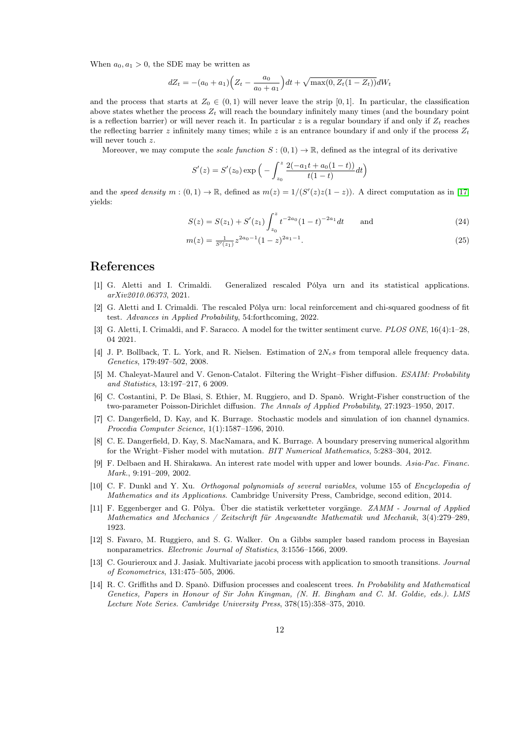When $a_0, a_1 > 0$, the SDE may be written as

$$dZ_t = -(a_0 + a_1)\Big(Z_t - \frac{a_0}{a_0 + a_1}\Big)dt + \sqrt{\max(0, Z_t(1 - Z_t))}dW_t$$

and the process that starts at $Z_0 \in (0, 1)$ will never leave the strip $[0, 1]$. In particular, the classification above states whether the process $Z_t$ will reach the boundary infinitely many times (and the boundary point is a reflection barrier) or will never reach it. In particular $z$ is a regular boundary if and only if $Z_t$ reaches the reflecting barrier $z$ infinitely many times; while $z$ is an entrance boundary if and only if the process $Z_t$ will never touch $z$.

Moreover, we may compute the *scale function* $S : (0, 1) \to \mathbb{R}$, defined as the integral of its derivative

$$S'(z) = S'(z_0) \exp\Big( - \int_{z_0}^{z} \frac{2(-a_1 t + a_0(1 - t))}{t(1 - t)} dt \Big)$$

and the *speed density* $m : (0, 1) \to \mathbb{R}$, defined as $m(z) = 1/(S'(z)z(1 - z))$. A direct computation as in [17] yields:

$$S(z) = S(z_1) + S'(z_1) \int_{z_0}^{z} t^{-2a_0}(1 - t)^{-2a_1} dt \qquad \text{and} \tag{24}$$

$$m(z) = \tfrac{1}{S'(z_1)} z^{2a_0 - 1}(1 - z)^{2a_1 - 1}. \tag{25}$$

# References

[1] G. Aletti and I. Crimaldi. Generalized rescaled Pólya urn and its statistical applications. *arXiv2010.06373*, 2021.

[2] G. Aletti and I. Crimaldi. The rescaled Pólya urn: local reinforcement and chi-squared goodness of fit test. *Advances in Applied Probability*, 54:forthcoming, 2022.

[3] G. Aletti, I. Crimaldi, and F. Saracco. A model for the twitter sentiment curve. *PLOS ONE*, 16(4):1–28, 04 2021.

[4] J. P. Bollback, T. L. York, and R. Nielsen. Estimation of $2N_e s$ from temporal allele frequency data. *Genetics*, 179:497–502, 2008.

[5] M. Chaleyat-Maurel and V. Genon-Catalot. Filtering the Wright–Fisher diffusion. *ESAIM: Probability and Statistics*, 13:197–217, 6 2009.

[6] C. Costantini, P. De Blasi, S. Ethier, M. Ruggiero, and D. Spanò. Wright-Fisher construction of the two-parameter Poisson-Dirichlet diffusion. *The Annals of Applied Probability*, 27:1923–1950, 2017.

[7] C. Dangerfield, D. Kay, and K. Burrage. Stochastic models and simulation of ion channel dynamics. *Procedia Computer Science*, 1(1):1587–1596, 2010.

[8] C. E. Dangerfield, D. Kay, S. MacNamara, and K. Burrage. A boundary preserving numerical algorithm for the Wright–Fisher model with mutation. *BIT Numerical Mathematics*, 5:283–304, 2012.

[9] F. Delbaen and H. Shirakawa. An interest rate model with upper and lower bounds. *Asia-Pac. Financ. Mark.*, 9:191–209, 2002.

[10] C. F. Dunkl and Y. Xu. *Orthogonal polynomials of several variables*, volume 155 of *Encyclopedia of Mathematics and its Applications*. Cambridge University Press, Cambridge, second edition, 2014.

[11] F. Eggenberger and G. Pólya. Über die statistik verketteter vorgänge. *ZAMM - Journal of Applied Mathematics and Mechanics / Zeitschrift für Angewandte Mathematik und Mechanik*, 3(4):279–289, 1923.

[12] S. Favaro, M. Ruggiero, and S. G. Walker. On a Gibbs sampler based random process in Bayesian nonparametrics. *Electronic Journal of Statistics*, 3:1556–1566, 2009.

[13] C. Gourieroux and J. Jasiak. Multivariate jacobi process with application to smooth transitions. *Journal of Econometrics*, 131:475–505, 2006.

[14] R. C. Griffiths and D. Spanò. Diffusion processes and coalescent trees. *In Probability and Mathematical Genetics, Papers in Honour of Sir John Kingman, (N. H. Bingham and C. M. Goldie, eds.). LMS Lecture Note Series. Cambridge University Press*, 378(15):358–375, 2010.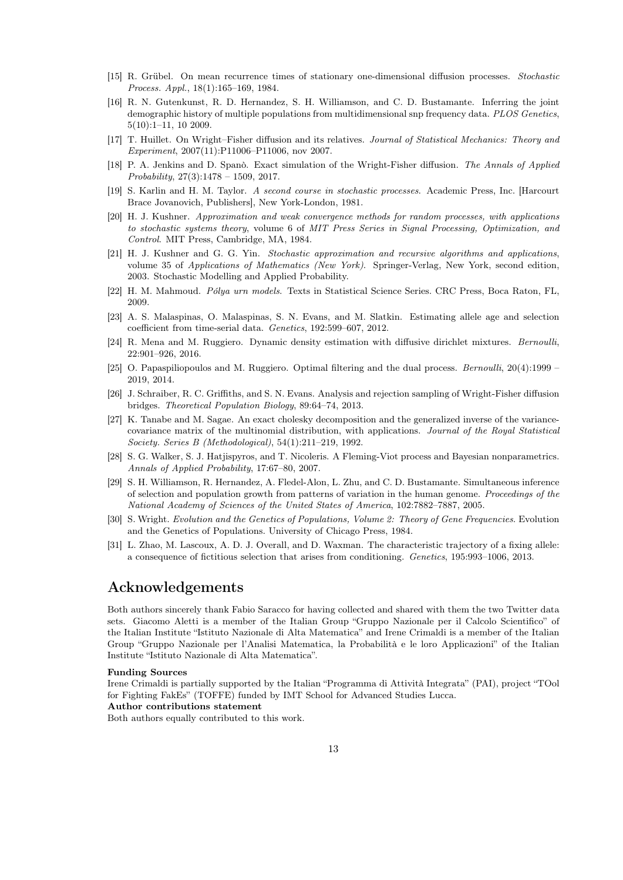[15] R. Grübel. On mean recurrence times of stationary one-dimensional diffusion processes. *Stochastic Process. Appl.*, 18(1):165–169, 1984.

[16] R. N. Gutenkunst, R. D. Hernandez, S. H. Williamson, and C. D. Bustamante. Inferring the joint demographic history of multiple populations from multidimensional snp frequency data. *PLOS Genetics*, 5(10):1–11, 10 2009.

[17] T. Huillet. On Wright–Fisher diffusion and its relatives. *Journal of Statistical Mechanics: Theory and Experiment*, 2007(11):P11006–P11006, nov 2007.

[18] P. A. Jenkins and D. Spanò. Exact simulation of the Wright-Fisher diffusion. *The Annals of Applied Probability*, 27(3):1478 – 1509, 2017.

[19] S. Karlin and H. M. Taylor. *A second course in stochastic processes*. Academic Press, Inc. [Harcourt Brace Jovanovich, Publishers], New York-London, 1981.

[20] H. J. Kushner. *Approximation and weak convergence methods for random processes, with applications to stochastic systems theory*, volume 6 of *MIT Press Series in Signal Processing, Optimization, and Control*. MIT Press, Cambridge, MA, 1984.

[21] H. J. Kushner and G. G. Yin. *Stochastic approximation and recursive algorithms and applications*, volume 35 of *Applications of Mathematics (New York)*. Springer-Verlag, New York, second edition, 2003. Stochastic Modelling and Applied Probability.

[22] H. M. Mahmoud. *Pólya urn models*. Texts in Statistical Science Series. CRC Press, Boca Raton, FL, 2009.

[23] A. S. Malaspinas, O. Malaspinas, S. N. Evans, and M. Slatkin. Estimating allele age and selection coefficient from time-serial data. *Genetics*, 192:599–607, 2012.

[24] R. Mena and M. Ruggiero. Dynamic density estimation with diffusive dirichlet mixtures. *Bernoulli*, 22:901–926, 2016.

[25] O. Papaspiliopoulos and M. Ruggiero. Optimal filtering and the dual process. *Bernoulli*, 20(4):1999 – 2019, 2014.

[26] J. Schraiber, R. C. Griffiths, and S. N. Evans. Analysis and rejection sampling of Wright-Fisher diffusion bridges. *Theoretical Population Biology*, 89:64–74, 2013.

[27] K. Tanabe and M. Sagae. An exact cholesky decomposition and the generalized inverse of the variance-covariance matrix of the multinomial distribution, with applications. *Journal of the Royal Statistical Society. Series B (Methodological)*, 54(1):211–219, 1992.

[28] S. G. Walker, S. J. Hatjispyros, and T. Nicoleris. A Fleming-Viot process and Bayesian nonparametrics. *Annals of Applied Probability*, 17:67–80, 2007.

[29] S. H. Williamson, R. Hernandez, A. Fledel-Alon, L. Zhu, and C. D. Bustamante. Simultaneous inference of selection and population growth from patterns of variation in the human genome. *Proceedings of the National Academy of Sciences of the United States of America*, 102:7882–7887, 2005.

[30] S. Wright. *Evolution and the Genetics of Populations, Volume 2: Theory of Gene Frequencies*. Evolution and the Genetics of Populations. University of Chicago Press, 1984.

[31] L. Zhao, M. Lascoux, A. D. J. Overall, and D. Waxman. The characteristic trajectory of a fixing allele: a consequence of fictitious selection that arises from conditioning. *Genetics*, 195:993–1006, 2013.

## Acknowledgements

Both authors sincerely thank Fabio Saracco for having collected and shared with them the two Twitter data sets. Giacomo Aletti is a member of the Italian Group "Gruppo Nazionale per il Calcolo Scientifico" of the Italian Institute "Istituto Nazionale di Alta Matematica" and Irene Crimaldi is a member of the Italian Group "Gruppo Nazionale per l'Analisi Matematica, la Probabilità e le loro Applicazioni" of the Italian Institute "Istituto Nazionale di Alta Matematica".

**Funding Sources**

Irene Crimaldi is partially supported by the Italian "Programma di Attività Integrata" (PAI), project "TOol for Fighting FakEs" (TOFFE) funded by IMT School for Advanced Studies Lucca.

**Author contributions statement**

Both authors equally contributed to this work.